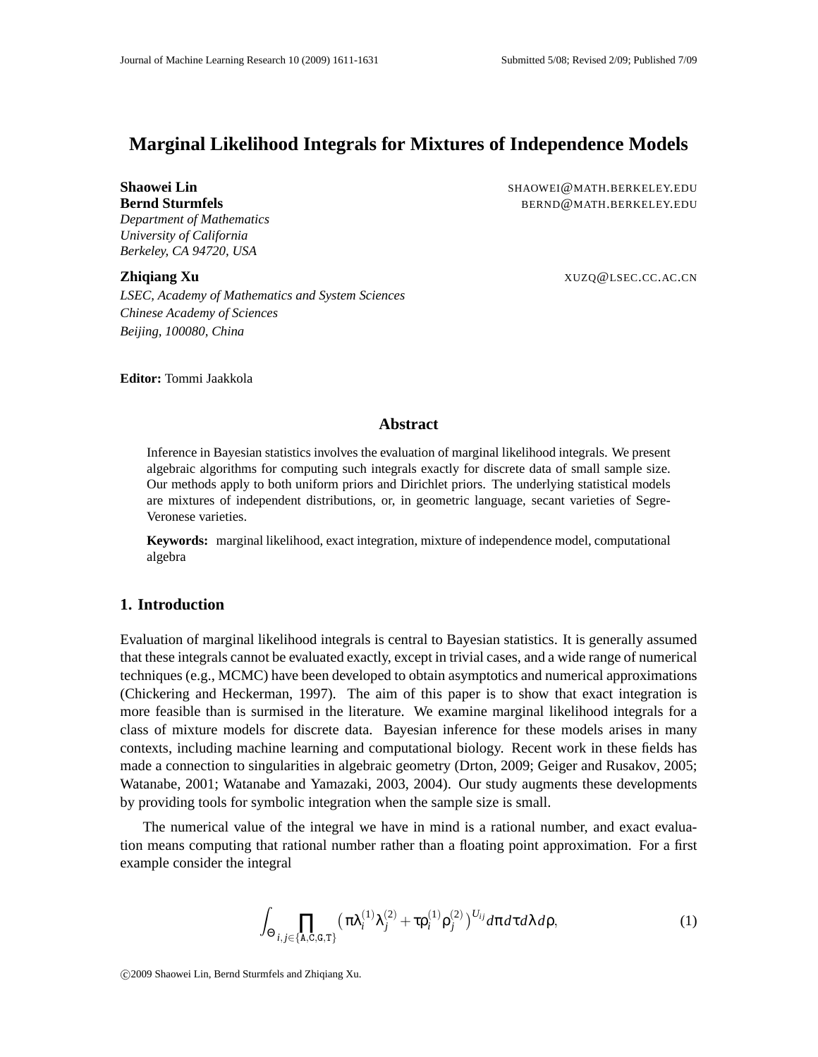# Marginal Likelihood Integrals for Mixtures of Independence Models

**Shaowei Lin** SHAOWEI@MATH.BERKELEY.EDU
**Bernd Sturmfels** BERND@MATH.BERKELEY.EDU
*Department of Mathematics*
*University of California*
*Berkeley, CA 94720, USA*

**Zhiqiang Xu** XUZQ@LSEC.CC.AC.CN
*LSEC, Academy of Mathematics and System Sciences*
*Chinese Academy of Sciences*
*Beijing, 100080, China*

**Editor:** Tommi Jaakkola

## Abstract

Inference in Bayesian statistics involves the evaluation of marginal likelihood integrals. We present algebraic algorithms for computing such integrals exactly for discrete data of small sample size. Our methods apply to both uniform priors and Dirichlet priors. The underlying statistical models are mixtures of independent distributions, or, in geometric language, secant varieties of Segre-Veronese varieties.

**Keywords:** marginal likelihood, exact integration, mixture of independence model, computational algebra

## 1. Introduction

Evaluation of marginal likelihood integrals is central to Bayesian statistics. It is generally assumed that these integrals cannot be evaluated exactly, except in trivial cases, and a wide range of numerical techniques (e.g., MCMC) have been developed to obtain asymptotics and numerical approximations (Chickering and Heckerman, 1997). The aim of this paper is to show that exact integration is more feasible than is surmised in the literature. We examine marginal likelihood integrals for a class of mixture models for discrete data. Bayesian inference for these models arises in many contexts, including machine learning and computational biology. Recent work in these fields has made a connection to singularities in algebraic geometry (Drton, 2009; Geiger and Rusakov, 2005; Watanabe, 2001; Watanabe and Yamazaki, 2003, 2004). Our study augments these developments by providing tools for symbolic integration when the sample size is small.

The numerical value of the integral we have in mind is a rational number, and exact evaluation means computing that rational number rather than a floating point approximation. For a first example consider the integral

$$\int_{\Theta} \prod_{i,j \in \{\mathtt{A},\mathtt{C},\mathtt{G},\mathtt{T}\}} \left( \pi \lambda_i^{(1)} \lambda_j^{(2)} + \tau \rho_i^{(1)} \rho_j^{(2)} \right)^{U_{ij}} d\pi \, d\tau \, d\lambda \, d\rho, \tag{1}$$

©2009 Shaowei Lin, Bernd Sturmfels and Zhiqiang Xu.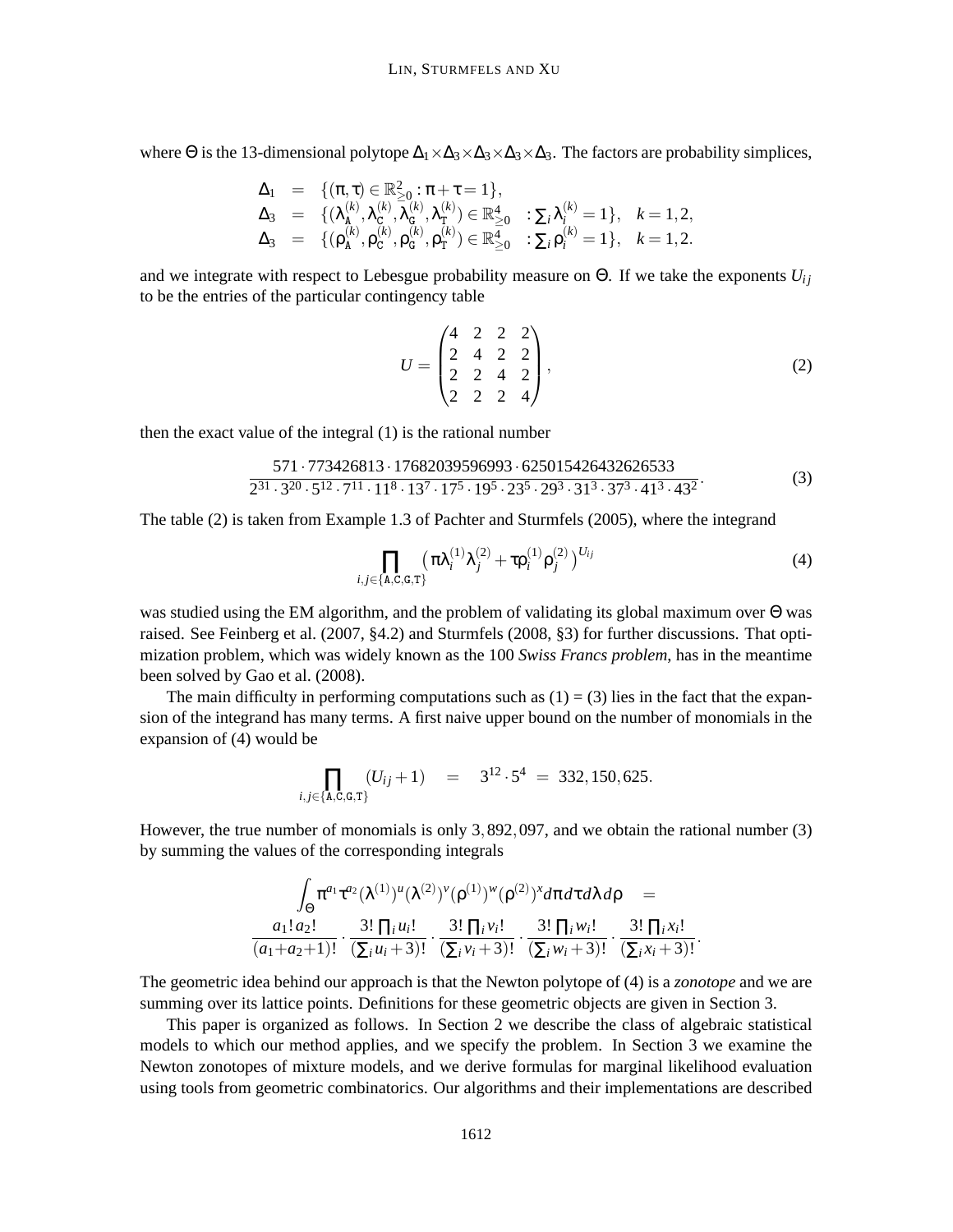where $\Theta$ is the 13-dimensional polytope $\Delta_1 \times \Delta_3 \times \Delta_3 \times \Delta_3 \times \Delta_3$. The factors are probability simplices,

$$
\begin{aligned}
\Delta_1 &= \{(\pi, \tau) \in \mathbb{R}^2_{\geq 0} : \pi + \tau = 1\}, \\
\Delta_3 &= \{(\lambda^{(k)}_{\mathtt{A}}, \lambda^{(k)}_{\mathtt{C}}, \lambda^{(k)}_{\mathtt{G}}, \lambda^{(k)}_{\mathtt{T}}) \in \mathbb{R}^4_{\geq 0} \quad : \textstyle\sum_i \lambda^{(k)}_i = 1\}, \quad k = 1, 2, \\
\Delta_3 &= \{(\rho^{(k)}_{\mathtt{A}}, \rho^{(k)}_{\mathtt{C}}, \rho^{(k)}_{\mathtt{G}}, \rho^{(k)}_{\mathtt{T}}) \in \mathbb{R}^4_{\geq 0} \quad : \textstyle\sum_i \rho^{(k)}_i = 1\}, \quad k = 1, 2.
\end{aligned}
$$

and we integrate with respect to Lebesgue probability measure on $\Theta$. If we take the exponents $U_{ij}$ to be the entries of the particular contingency table

$$
U = \begin{pmatrix} 4 & 2 & 2 & 2 \\ 2 & 4 & 2 & 2 \\ 2 & 2 & 4 & 2 \\ 2 & 2 & 2 & 4 \end{pmatrix}, \tag{2}
$$

then the exact value of the integral (1) is the rational number

$$
\frac{571 \cdot 773426813 \cdot 17682039596993 \cdot 625015426432626533}{2^{31} \cdot 3^{20} \cdot 5^{12} \cdot 7^{11} \cdot 11^{8} \cdot 13^{7} \cdot 17^{5} \cdot 19^{5} \cdot 23^{5} \cdot 29^{3} \cdot 31^{3} \cdot 37^{3} \cdot 41^{3} \cdot 43^{2}}. \tag{3}
$$

The table (2) is taken from Example 1.3 of Pachter and Sturmfels (2005), where the integrand

$$
\prod_{i,j \in \{\mathtt{A},\mathtt{C},\mathtt{G},\mathtt{T}\}} \left( \pi \lambda^{(1)}_i \lambda^{(2)}_j + \tau \rho^{(1)}_i \rho^{(2)}_j \right)^{U_{ij}} \tag{4}
$$

was studied using the EM algorithm, and the problem of validating its global maximum over $\Theta$ was raised. See Feinberg et al. (2007, §4.2) and Sturmfels (2008, §3) for further discussions. That optimization problem, which was widely known as the 100 *Swiss Francs problem*, has in the meantime been solved by Gao et al. (2008).

The main difficulty in performing computations such as (1) = (3) lies in the fact that the expansion of the integrand has many terms. A first naive upper bound on the number of monomials in the expansion of (4) would be

$$
\prod_{i,j \in \{\mathtt{A},\mathtt{C},\mathtt{G},\mathtt{T}\}} (U_{ij} + 1) \quad = \quad 3^{12} \cdot 5^4 \; = \; 332,150,625.
$$

However, the true number of monomials is only $3,892,097$, and we obtain the rational number (3) by summing the values of the corresponding integrals

$$
\begin{gathered}
\int_\Theta \pi^{a_1} \tau^{a_2} (\lambda^{(1)})^u (\lambda^{(2)})^v (\rho^{(1)})^w (\rho^{(2)})^x d\pi d\tau d\lambda d\rho \quad = \\
\frac{a_1!\, a_2!}{(a_1 + a_2 + 1)!} \cdot \frac{3! \prod_i u_i!}{(\sum_i u_i + 3)!} \cdot \frac{3! \prod_i v_i!}{(\sum_i v_i + 3)!} \cdot \frac{3! \prod_i w_i!}{(\sum_i w_i + 3)!} \cdot \frac{3! \prod_i x_i!}{(\sum_i x_i + 3)!}.
\end{gathered}
$$

The geometric idea behind our approach is that the Newton polytope of (4) is a *zonotope* and we are summing over its lattice points. Definitions for these geometric objects are given in Section 3.

This paper is organized as follows. In Section 2 we describe the class of algebraic statistical models to which our method applies, and we specify the problem. In Section 3 we examine the Newton zonotopes of mixture models, and we derive formulas for marginal likelihood evaluation using tools from geometric combinatorics. Our algorithms and their implementations are described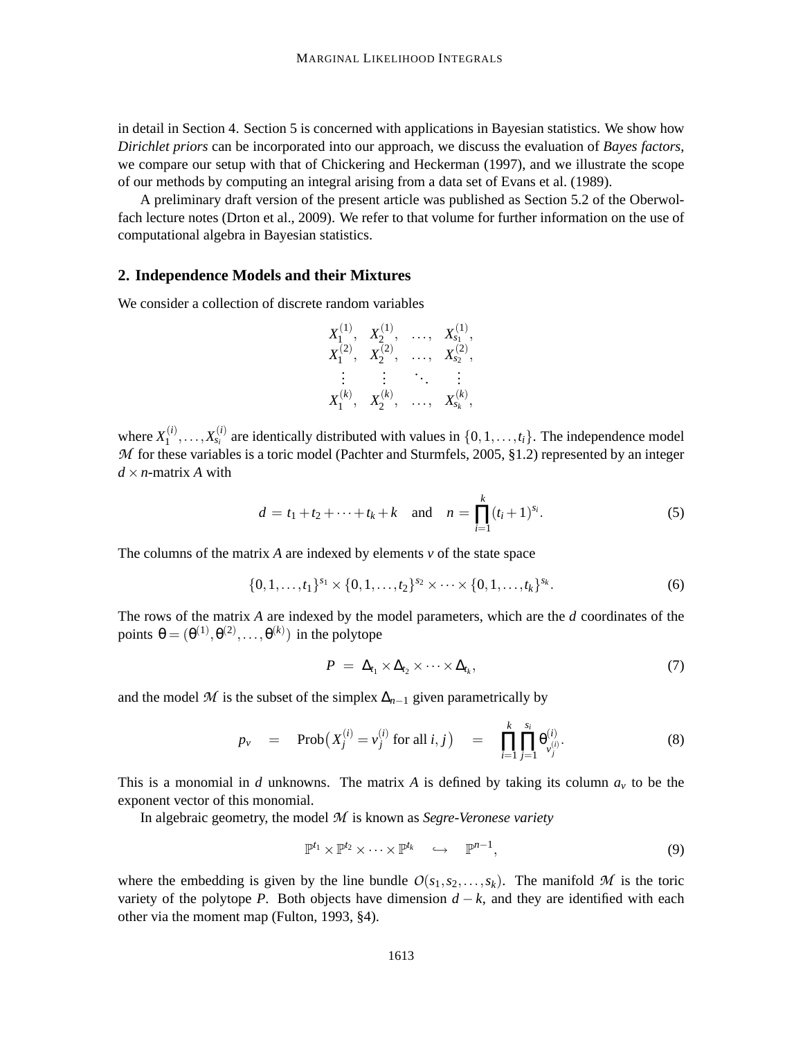in detail in Section 4. Section 5 is concerned with applications in Bayesian statistics. We show how *Dirichlet priors* can be incorporated into our approach, we discuss the evaluation of *Bayes factors*, we compare our setup with that of Chickering and Heckerman (1997), and we illustrate the scope of our methods by computing an integral arising from a data set of Evans et al. (1989).

A preliminary draft version of the present article was published as Section 5.2 of the Oberwolfach lecture notes (Drton et al., 2009). We refer to that volume for further information on the use of computational algebra in Bayesian statistics.

## 2. Independence Models and their Mixtures

We consider a collection of discrete random variables

$$
\begin{array}{cccc}
X_1^{(1)}, & X_2^{(1)}, & \ldots, & X_{s_1}^{(1)}, \\
X_1^{(2)}, & X_2^{(2)}, & \ldots, & X_{s_2}^{(2)}, \\
\vdots & \vdots & \ddots & \vdots \\
X_1^{(k)}, & X_2^{(k)}, & \ldots, & X_{s_k}^{(k)},
\end{array}
$$

where $X_1^{(i)}, \ldots, X_{s_i}^{(i)}$ are identically distributed with values in $\{0, 1, \ldots, t_i\}$. The independence model $\mathcal{M}$ for these variables is a toric model (Pachter and Sturmfels, 2005, §1.2) represented by an integer $d \times n$-matrix $A$ with

$$
d = t_1 + t_2 + \cdots + t_k + k \quad \text{and} \quad n = \prod_{i=1}^{k} (t_i + 1)^{s_i}. \tag{5}
$$

The columns of the matrix $A$ are indexed by elements $v$ of the state space

$$
\{0, 1, \ldots, t_1\}^{s_1} \times \{0, 1, \ldots, t_2\}^{s_2} \times \cdots \times \{0, 1, \ldots, t_k\}^{s_k}. \tag{6}
$$

The rows of the matrix $A$ are indexed by the model parameters, which are the $d$ coordinates of the points $\theta = (\theta^{(1)}, \theta^{(2)}, \ldots, \theta^{(k)})$ in the polytope

$$
P = \Delta_{t_1} \times \Delta_{t_2} \times \cdots \times \Delta_{t_k}, \tag{7}
$$

and the model $\mathcal{M}$ is the subset of the simplex $\Delta_{n-1}$ given parametrically by

$$
p_v \quad = \quad \text{Prob}\big(X_j^{(i)} = v_j^{(i)} \text{ for all } i, j\big) \quad = \quad \prod_{i=1}^{k} \prod_{j=1}^{s_i} \theta^{(i)}_{v_j^{(i)}}. \tag{8}
$$

This is a monomial in $d$ unknowns. The matrix $A$ is defined by taking its column $a_v$ to be the exponent vector of this monomial.

In algebraic geometry, the model $\mathcal{M}$ is known as *Segre-Veronese variety*

$$
\mathbb{P}^{t_1} \times \mathbb{P}^{t_2} \times \cdots \times \mathbb{P}^{t_k} \quad \hookrightarrow \quad \mathbb{P}^{n-1}, \tag{9}
$$

where the embedding is given by the line bundle $O(s_1, s_2, \ldots, s_k)$. The manifold $\mathcal{M}$ is the toric variety of the polytope $P$. Both objects have dimension $d - k$, and they are identified with each other via the moment map (Fulton, 1993, §4).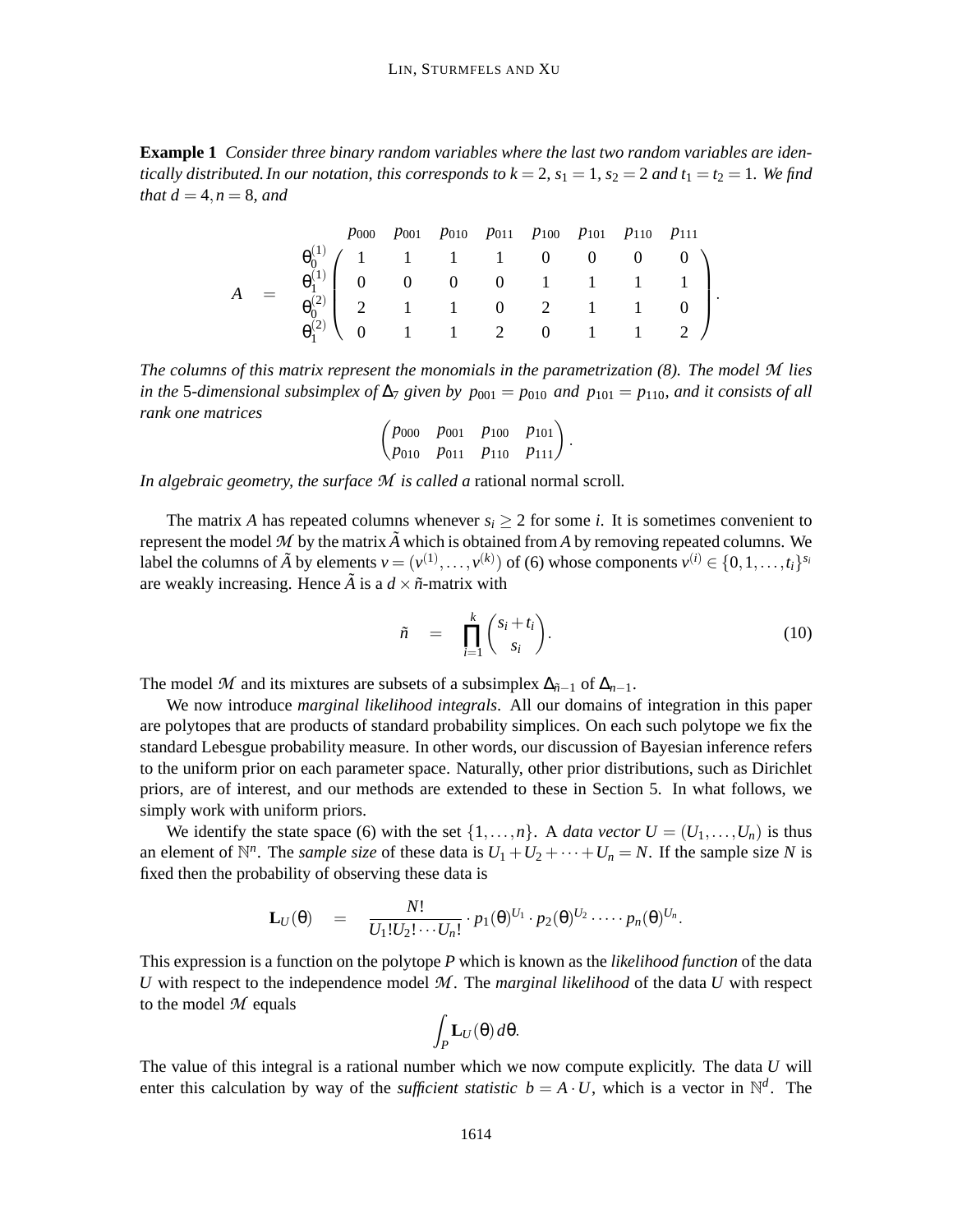**Example 1** *Consider three binary random variables where the last two random variables are identically distributed. In our notation, this corresponds to $k = 2$, $s_1 = 1$, $s_2 = 2$ and $t_1 = t_2 = 1$. We find that $d = 4, n = 8$, and*

$$
A \quad = \quad \begin{array}{c} \\ \theta_0^{(1)} \\ \theta_1^{(1)} \\ \theta_0^{(2)} \\ \theta_1^{(2)} \end{array}
\begin{array}{c} \begin{array}{cccccccc} p_{000} & p_{001} & p_{010} & p_{011} & p_{100} & p_{101} & p_{110} & p_{111} \end{array} \\
\left( \begin{array}{cccccccc}
1 & 1 & 1 & 1 & 0 & 0 & 0 & 0 \\
0 & 0 & 0 & 0 & 1 & 1 & 1 & 1 \\
2 & 1 & 1 & 0 & 2 & 1 & 1 & 0 \\
0 & 1 & 1 & 2 & 0 & 1 & 1 & 2
\end{array} \right) \end{array}.
$$

*The columns of this matrix represent the monomials in the parametrization (8). The model $\mathcal{M}$ lies in the 5-dimensional subsimplex of $\Delta_7$ given by $p_{001} = p_{010}$ and $p_{101} = p_{110}$, and it consists of all rank one matrices*

$$
\begin{pmatrix} p_{000} & p_{001} & p_{100} & p_{101} \\ p_{010} & p_{011} & p_{110} & p_{111} \end{pmatrix}.
$$

*In algebraic geometry, the surface $\mathcal{M}$ is called a* rational normal scroll*.*

The matrix $A$ has repeated columns whenever $s_i \geq 2$ for some $i$. It is sometimes convenient to represent the model $\mathcal{M}$ by the matrix $\tilde{A}$ which is obtained from $A$ by removing repeated columns. We label the columns of $\tilde{A}$ by elements $v = (v^{(1)}, \ldots, v^{(k)})$ of (6) whose components $v^{(i)} \in \{0, 1, \ldots, t_i\}^{s_i}$ are weakly increasing. Hence $\tilde{A}$ is a $d \times \tilde{n}$-matrix with

$$
\tilde{n} \quad = \quad \prod_{i=1}^{k} \binom{s_i + t_i}{s_i}. \tag{10}
$$

The model $\mathcal{M}$ and its mixtures are subsets of a subsimplex $\Delta_{\tilde{n}-1}$ of $\Delta_{n-1}$.

We now introduce *marginal likelihood integrals*. All our domains of integration in this paper are polytopes that are products of standard probability simplices. On each such polytope we fix the standard Lebesgue probability measure. In other words, our discussion of Bayesian inference refers to the uniform prior on each parameter space. Naturally, other prior distributions, such as Dirichlet priors, are of interest, and our methods are extended to these in Section 5. In what follows, we simply work with uniform priors.

We identify the state space (6) with the set $\{1, \ldots, n\}$. A *data vector* $U = (U_1, \ldots, U_n)$ is thus an element of $\mathbb{N}^n$. The *sample size* of these data is $U_1 + U_2 + \cdots + U_n = N$. If the sample size $N$ is fixed then the probability of observing these data is

$$
\mathbf{L}_U(\theta) \quad = \quad \frac{N!}{U_1! U_2! \cdots U_n!} \cdot p_1(\theta)^{U_1} \cdot p_2(\theta)^{U_2} \cdot \cdots \cdot p_n(\theta)^{U_n}.
$$

This expression is a function on the polytope $P$ which is known as the *likelihood function* of the data $U$ with respect to the independence model $\mathcal{M}$. The *marginal likelihood* of the data $U$ with respect to the model $\mathcal{M}$ equals

$$
\int_P \mathbf{L}_U(\theta)\, d\theta.
$$

The value of this integral is a rational number which we now compute explicitly. The data $U$ will enter this calculation by way of the *sufficient statistic* $b = A \cdot U$, which is a vector in $\mathbb{N}^d$. The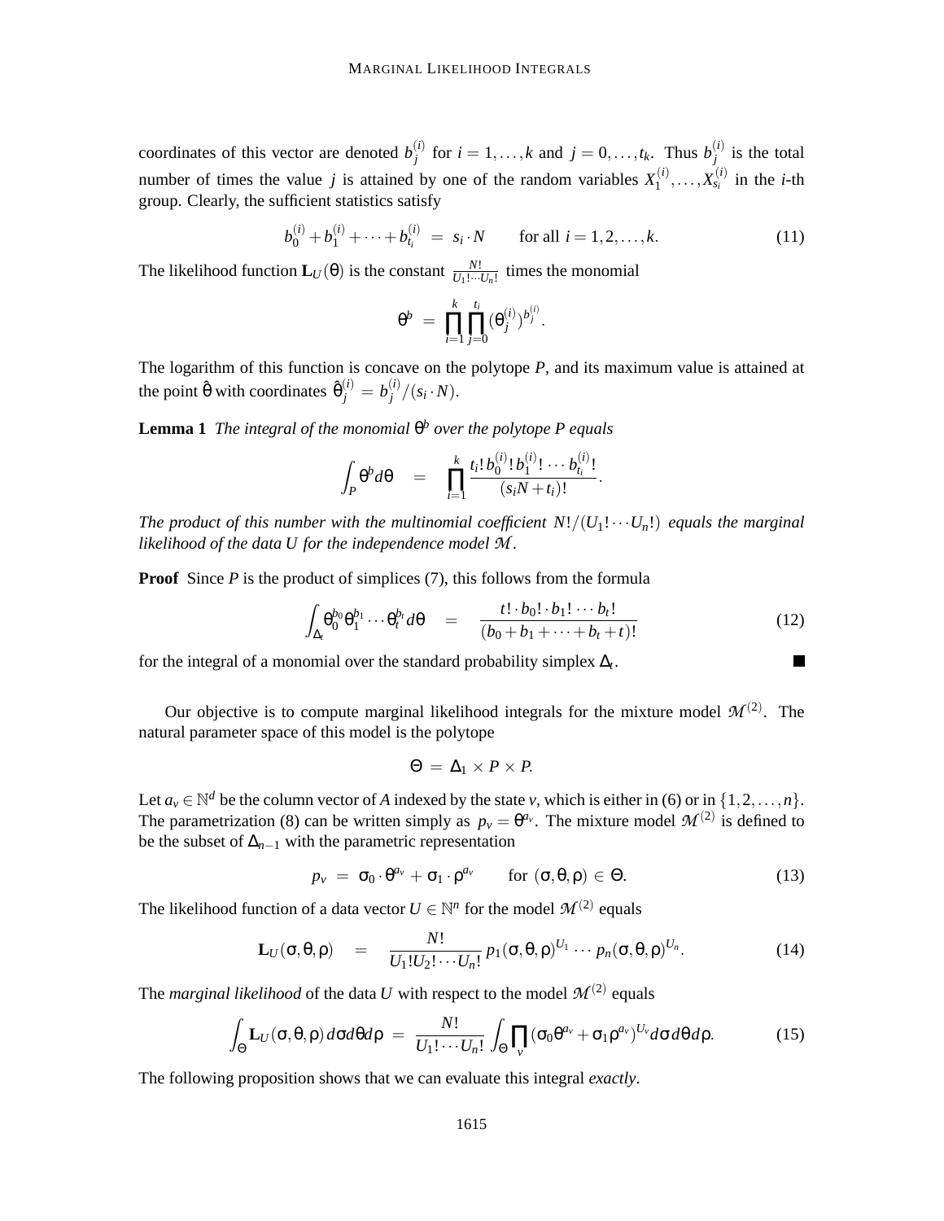coordinates of this vector are denoted $b_j^{(i)}$ for $i = 1, \ldots, k$ and $j = 0, \ldots, t_k$. Thus $b_j^{(i)}$ is the total number of times the value $j$ is attained by one of the random variables $X_1^{(i)}, \ldots, X_{s_i}^{(i)}$ in the $i$-th group. Clearly, the sufficient statistics satisfy

$$b_0^{(i)} + b_1^{(i)} + \cdots + b_{t_i}^{(i)} \;=\; s_i \cdot N \qquad \text{for all } i = 1, 2, \ldots, k. \tag{11}$$

The likelihood function $\mathbf{L}_U(\theta)$ is the constant $\frac{N!}{U_1! \cdots U_n!}$ times the monomial

$$\theta^b \;=\; \prod_{i=1}^{k} \prod_{j=0}^{t_i} (\theta_j^{(i)})^{b_j^{(i)}}.$$

The logarithm of this function is concave on the polytope $P$, and its maximum value is attained at the point $\hat{\theta}$ with coordinates $\hat{\theta}_j^{(i)} = b_j^{(i)}/(s_i \cdot N)$.

**Lemma 1** *The integral of the monomial $\theta^b$ over the polytope $P$ equals*

$$\int_P \theta^b d\theta \quad = \quad \prod_{i=1}^{k} \frac{t_i!\, b_0^{(i)}!\, b_1^{(i)}! \cdots b_{t_i}^{(i)}!}{(s_i N + t_i)!}.$$

*The product of this number with the multinomial coefficient $N!/(U_1! \cdots U_n!)$ equals the marginal likelihood of the data $U$ for the independence model $\mathcal{M}$.*

**Proof** Since $P$ is the product of simplices (7), this follows from the formula

$$\int_{\Delta_t} \theta_0^{b_0} \theta_1^{b_1} \cdots \theta_t^{b_t} d\theta \quad = \quad \frac{t! \cdot b_0! \cdot b_1! \cdots b_t!}{(b_0 + b_1 + \cdots + b_t + t)!} \tag{12}$$

for the integral of a monomial over the standard probability simplex $\Delta_t$. ■

Our objective is to compute marginal likelihood integrals for the mixture model $\mathcal{M}^{(2)}$. The natural parameter space of this model is the polytope

$$\Theta \;=\; \Delta_1 \times P \times P.$$

Let $a_v \in \mathbb{N}^d$ be the column vector of $A$ indexed by the state $v$, which is either in (6) or in $\{1, 2, \ldots, n\}$. The parametrization (8) can be written simply as $p_v = \theta^{a_v}$. The mixture model $\mathcal{M}^{(2)}$ is defined to be the subset of $\Delta_{n-1}$ with the parametric representation

$$p_v \;=\; \sigma_0 \cdot \theta^{a_v} + \sigma_1 \cdot \rho^{a_v} \qquad \text{for } (\sigma, \theta, \rho) \in \Theta. \tag{13}$$

The likelihood function of a data vector $U \in \mathbb{N}^n$ for the model $\mathcal{M}^{(2)}$ equals

$$\mathbf{L}_U(\sigma, \theta, \rho) \quad = \quad \frac{N!}{U_1! U_2! \cdots U_n!}\, p_1(\sigma, \theta, \rho)^{U_1} \cdots p_n(\sigma, \theta, \rho)^{U_n}. \tag{14}$$

The *marginal likelihood* of the data $U$ with respect to the model $\mathcal{M}^{(2)}$ equals

$$\int_\Theta \mathbf{L}_U(\sigma, \theta, \rho)\, d\sigma d\theta d\rho \;=\; \frac{N!}{U_1! \cdots U_n!} \int_\Theta \prod_v (\sigma_0 \theta^{a_v} + \sigma_1 \rho^{a_v})^{U_v} d\sigma\, d\theta\, d\rho. \tag{15}$$

The following proposition shows that we can evaluate this integral *exactly*.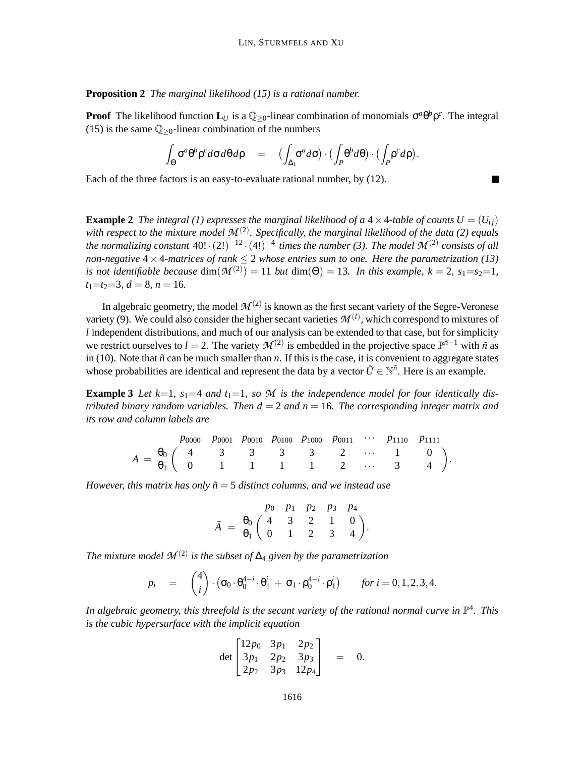**Proposition 2** *The marginal likelihood (15) is a rational number.*

**Proof** The likelihood function $\mathbf{L}_U$ is a $\mathbb{Q}_{\geq 0}$-linear combination of monomials $\sigma^a \theta^b \rho^c$. The integral (15) is the same $\mathbb{Q}_{\geq 0}$-linear combination of the numbers

$$\int_\Theta \sigma^a \theta^b \rho^c d\sigma d\theta d\rho \quad = \quad \Big(\int_{\Delta_1} \sigma^a d\sigma\Big) \cdot \Big(\int_P \theta^b d\theta\Big) \cdot \Big(\int_P \rho^c d\rho\Big).$$

Each of the three factors is an easy-to-evaluate rational number, by (12). ∎

**Example 2** *The integral (1) expresses the marginal likelihood of a $4 \times 4$-table of counts $U = (U_{ij})$ with respect to the mixture model $\mathcal{M}^{(2)}$. Specifically, the marginal likelihood of the data (2) equals the normalizing constant $40! \cdot (2!)^{-12} \cdot (4!)^{-4}$ times the number (3). The model $\mathcal{M}^{(2)}$ consists of all non-negative $4 \times 4$-matrices of rank $\leq 2$ whose entries sum to one. Here the parametrization (13) is not identifiable because $\dim(\mathcal{M}^{(2)}) = 11$ but $\dim(\Theta) = 13$. In this example, $k = 2$, $s_1{=}s_2{=}1$, $t_1{=}t_2{=}3$, $d = 8$, $n = 16$.*

In algebraic geometry, the model $\mathcal{M}^{(2)}$ is known as the first secant variety of the Segre-Veronese variety (9). We could also consider the higher secant varieties $\mathcal{M}^{(l)}$, which correspond to mixtures of $l$ independent distributions, and much of our analysis can be extended to that case, but for simplicity we restrict ourselves to $l = 2$. The variety $\mathcal{M}^{(2)}$ is embedded in the projective space $\mathbb{P}^{\tilde{n}-1}$ with $\tilde{n}$ as in (10). Note that $\tilde{n}$ can be much smaller than $n$. If this is the case, it is convenient to aggregate states whose probabilities are identical and represent the data by a vector $\tilde{U} \in \mathbb{N}^{\tilde{n}}$. Here is an example.

**Example 3** *Let $k{=}1$, $s_1{=}4$ and $t_1{=}1$, so $\mathcal{M}$ is the independence model for four identically distributed binary random variables. Then $d = 2$ and $n = 16$. The corresponding integer matrix and its row and column labels are*

$$A \; = \; \begin{array}{c} \\ \theta_0 \\ \theta_1 \end{array} \!\!\begin{array}{c} \begin{array}{cccccccc} p_{0000} & p_{0001} & p_{0010} & p_{0100} & p_{1000} & p_{0011} & \cdots & p_{1110} \;\; p_{1111} \end{array} \\ \begin{pmatrix} 4 & 3 & 3 & 3 & 3 & 2 & \cdots & 1 & 0 \\ 0 & 1 & 1 & 1 & 1 & 2 & \cdots & 3 & 4 \end{pmatrix} \end{array}.$$

*However, this matrix has only $\tilde{n} = 5$ distinct columns, and we instead use*

$$\tilde{A} \; = \; \begin{array}{c} \\ \theta_0 \\ \theta_1 \end{array} \!\!\begin{array}{c} \begin{array}{ccccc} p_0 & p_1 & p_2 & p_3 & p_4 \end{array} \\ \begin{pmatrix} 4 & 3 & 2 & 1 & 0 \\ 0 & 1 & 2 & 3 & 4 \end{pmatrix} \end{array}.$$

*The mixture model $\mathcal{M}^{(2)}$ is the subset of $\Delta_4$ given by the parametrization*

$$p_i \quad = \quad \binom{4}{i} \cdot \big( \sigma_0 \cdot \theta_0^{4-i} \cdot \theta_1^i \; + \; \sigma_1 \cdot \rho_0^{4-i} \cdot \rho_1^i \big) \qquad \text{for } i = 0,1,2,3,4.$$

*In algebraic geometry, this threefold is the secant variety of the rational normal curve in $\mathbb{P}^4$. This is the cubic hypersurface with the implicit equation*

$$\det \begin{bmatrix} 12p_0 & 3p_1 & 2p_2 \\ 3p_1 & 2p_2 & 3p_3 \\ 2p_2 & 3p_3 & 12p_4 \end{bmatrix} \quad = \quad 0.$$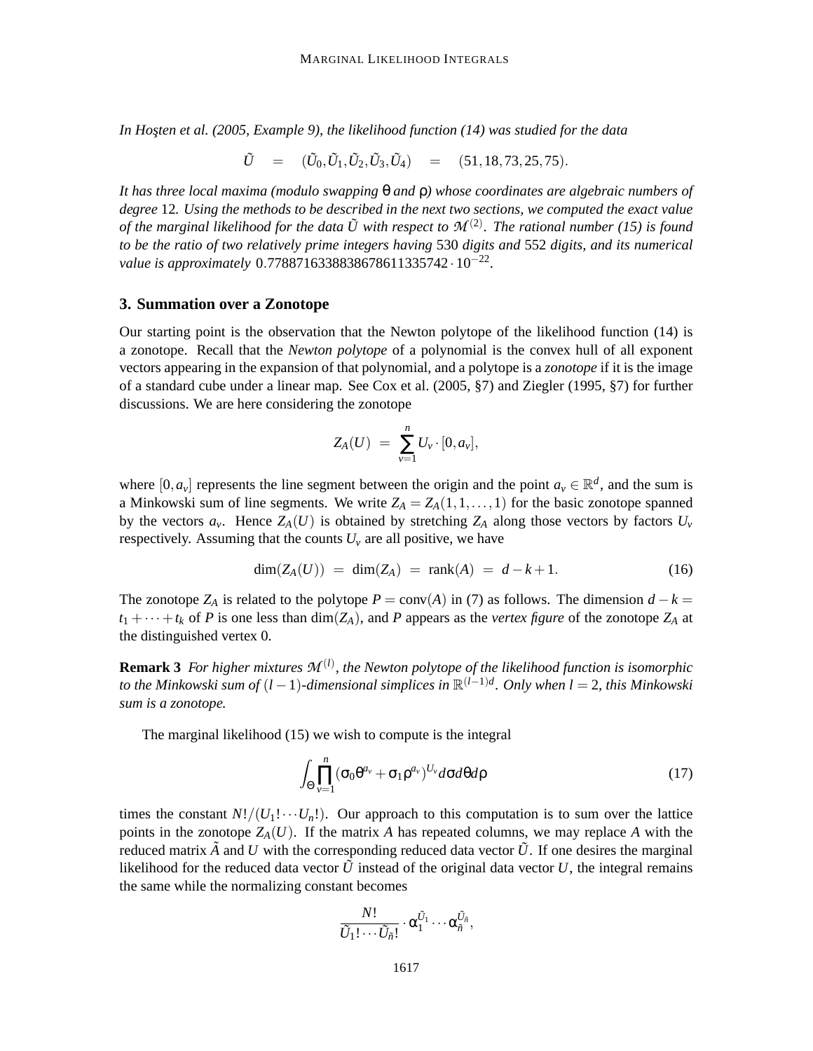*In Hoşten et al. (2005, Example 9), the likelihood function (14) was studied for the data*

$$\tilde{U} \quad = \quad (\tilde{U}_0, \tilde{U}_1, \tilde{U}_2, \tilde{U}_3, \tilde{U}_4) \quad = \quad (51, 18, 73, 25, 75).$$

*It has three local maxima (modulo swapping* $\theta$ *and* $\rho$*) whose coordinates are algebraic numbers of degree* 12*. Using the methods to be described in the next two sections, we computed the exact value of the marginal likelihood for the data* $\tilde{U}$ *with respect to* $\mathcal{M}^{(2)}$*. The rational number (15) is found to be the ratio of two relatively prime integers having* 530 *digits and* 552 *digits, and its numerical value is approximately* $0.7788716338838678611335742 \cdot 10^{-22}$.

## 3. Summation over a Zonotope

Our starting point is the observation that the Newton polytope of the likelihood function (14) is a zonotope. Recall that the *Newton polytope* of a polynomial is the convex hull of all exponent vectors appearing in the expansion of that polynomial, and a polytope is a *zonotope* if it is the image of a standard cube under a linear map. See Cox et al. (2005, §7) and Ziegler (1995, §7) for further discussions. We are here considering the zonotope

$$Z_A(U) \;=\; \sum_{v=1}^{n} U_v \cdot [0, a_v],$$

where $[0, a_v]$ represents the line segment between the origin and the point $a_v \in \mathbb{R}^d$, and the sum is a Minkowski sum of line segments. We write $Z_A = Z_A(1, 1, \ldots, 1)$ for the basic zonotope spanned by the vectors $a_v$. Hence $Z_A(U)$ is obtained by stretching $Z_A$ along those vectors by factors $U_v$ respectively. Assuming that the counts $U_v$ are all positive, we have

$$\dim(Z_A(U)) \;=\; \dim(Z_A) \;=\; \operatorname{rank}(A) \;=\; d - k + 1. \tag{16}$$

The zonotope $Z_A$ is related to the polytope $P = \operatorname{conv}(A)$ in (7) as follows. The dimension $d - k = t_1 + \cdots + t_k$ of $P$ is one less than $\dim(Z_A)$, and $P$ appears as the *vertex figure* of the zonotope $Z_A$ at the distinguished vertex 0.

**Remark 3** *For higher mixtures* $\mathcal{M}^{(l)}$*, the Newton polytope of the likelihood function is isomorphic to the Minkowski sum of* $(l-1)$*-dimensional simplices in* $\mathbb{R}^{(l-1)d}$*. Only when* $l = 2$*, this Minkowski sum is a zonotope.*

The marginal likelihood (15) we wish to compute is the integral

$$\int_{\Theta} \prod_{v=1}^{n} (\sigma_0 \theta^{a_v} + \sigma_1 \rho^{a_v})^{U_v} d\sigma d\theta d\rho \tag{17}$$

times the constant $N!/(U_1! \cdots U_n!)$. Our approach to this computation is to sum over the lattice points in the zonotope $Z_A(U)$. If the matrix $A$ has repeated columns, we may replace $A$ with the reduced matrix $\tilde{A}$ and $U$ with the corresponding reduced data vector $\tilde{U}$. If one desires the marginal likelihood for the reduced data vector $\tilde{U}$ instead of the original data vector $U$, the integral remains the same while the normalizing constant becomes

$$\frac{N!}{\tilde{U}_1! \cdots \tilde{U}_{\tilde{n}}!} \cdot \alpha_1^{\tilde{U}_1} \cdots \alpha_{\tilde{n}}^{\tilde{U}_{\tilde{n}}},$$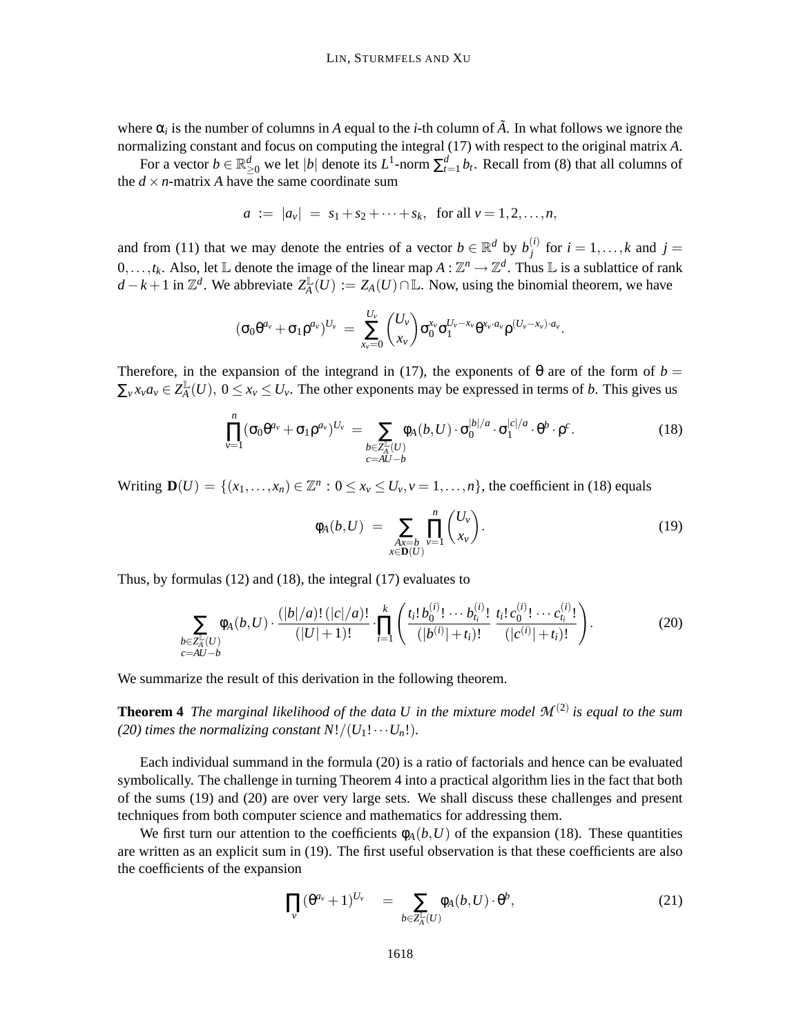where $\alpha_i$ is the number of columns in $A$ equal to the $i$-th column of $\tilde{A}$. In what follows we ignore the normalizing constant and focus on computing the integral (17) with respect to the original matrix $A$.

For a vector $b \in \mathbb{R}^d_{\geq 0}$ we let $|b|$ denote its $L^1$-norm $\sum_{t=1}^d b_t$. Recall from (8) that all columns of the $d \times n$-matrix $A$ have the same coordinate sum

$$a \;:=\; |a_v| \;=\; s_1 + s_2 + \cdots + s_k, \quad \text{for all } v = 1, 2, \ldots, n,$$

and from (11) that we may denote the entries of a vector $b \in \mathbb{R}^d$ by $b_j^{(i)}$ for $i = 1, \ldots, k$ and $j = 0, \ldots, t_k$. Also, let $\mathbb{L}$ denote the image of the linear map $A : \mathbb{Z}^n \to \mathbb{Z}^d$. Thus $\mathbb{L}$ is a sublattice of rank $d - k + 1$ in $\mathbb{Z}^d$. We abbreviate $Z_A^{\mathbb{L}}(U) := Z_A(U) \cap \mathbb{L}$. Now, using the binomial theorem, we have

$$(\sigma_0 \theta^{a_v} + \sigma_1 \rho^{a_v})^{U_v} \;=\; \sum_{x_v=0}^{U_v} \binom{U_v}{x_v} \sigma_0^{x_v} \sigma_1^{U_v - x_v} \theta^{x_v \cdot a_v} \rho^{(U_v - x_v) \cdot a_v}.$$

Therefore, in the expansion of the integrand in (17), the exponents of $\theta$ are of the form of $b = \sum_v x_v a_v \in Z_A^{\mathbb{L}}(U),\ 0 \leq x_v \leq U_v$. The other exponents may be expressed in terms of $b$. This gives us

$$\prod_{v=1}^n (\sigma_0 \theta^{a_v} + \sigma_1 \rho^{a_v})^{U_v} \;=\; \sum_{\substack{b \in Z_A^{\mathbb{L}}(U) \\ c = AU - b}} \phi_A(b, U) \cdot \sigma_0^{|b|/a} \cdot \sigma_1^{|c|/a} \cdot \theta^b \cdot \rho^c. \tag{18}$$

Writing $\mathbf{D}(U) = \{(x_1, \ldots, x_n) \in \mathbb{Z}^n : 0 \leq x_v \leq U_v, v = 1, \ldots, n\}$, the coefficient in (18) equals

$$\phi_A(b, U) \;=\; \sum_{\substack{Ax = b \\ x \in \mathbf{D}(U)}} \prod_{v=1}^n \binom{U_v}{x_v}. \tag{19}$$

Thus, by formulas (12) and (18), the integral (17) evaluates to

$$\sum_{\substack{b \in Z_A^{\mathbb{L}}(U) \\ c = AU - b}} \phi_A(b, U) \cdot \frac{(|b|/a)!\,(|c|/a)!}{(|U|+1)!} \cdot \prod_{i=1}^k \left( \frac{t_i!\, b_0^{(i)}! \cdots b_{t_i}^{(i)}!}{(|b^{(i)}| + t_i)!} \; \frac{t_i!\, c_0^{(i)}! \cdots c_{t_i}^{(i)}!}{(|c^{(i)}| + t_i)!} \right). \tag{20}$$

We summarize the result of this derivation in the following theorem.

**Theorem 4** *The marginal likelihood of the data $U$ in the mixture model $\mathcal{M}^{(2)}$ is equal to the sum (20) times the normalizing constant $N!/(U_1! \cdots U_n!)$.*

Each individual summand in the formula (20) is a ratio of factorials and hence can be evaluated symbolically. The challenge in turning Theorem 4 into a practical algorithm lies in the fact that both of the sums (19) and (20) are over very large sets. We shall discuss these challenges and present techniques from both computer science and mathematics for addressing them.

We first turn our attention to the coefficients $\phi_A(b, U)$ of the expansion (18). These quantities are written as an explicit sum in (19). The first useful observation is that these coefficients are also the coefficients of the expansion

$$\prod_v (\theta^{a_v} + 1)^{U_v} \quad = \sum_{b \in Z_A^{\mathbb{L}}(U)} \phi_A(b, U) \cdot \theta^b, \tag{21}$$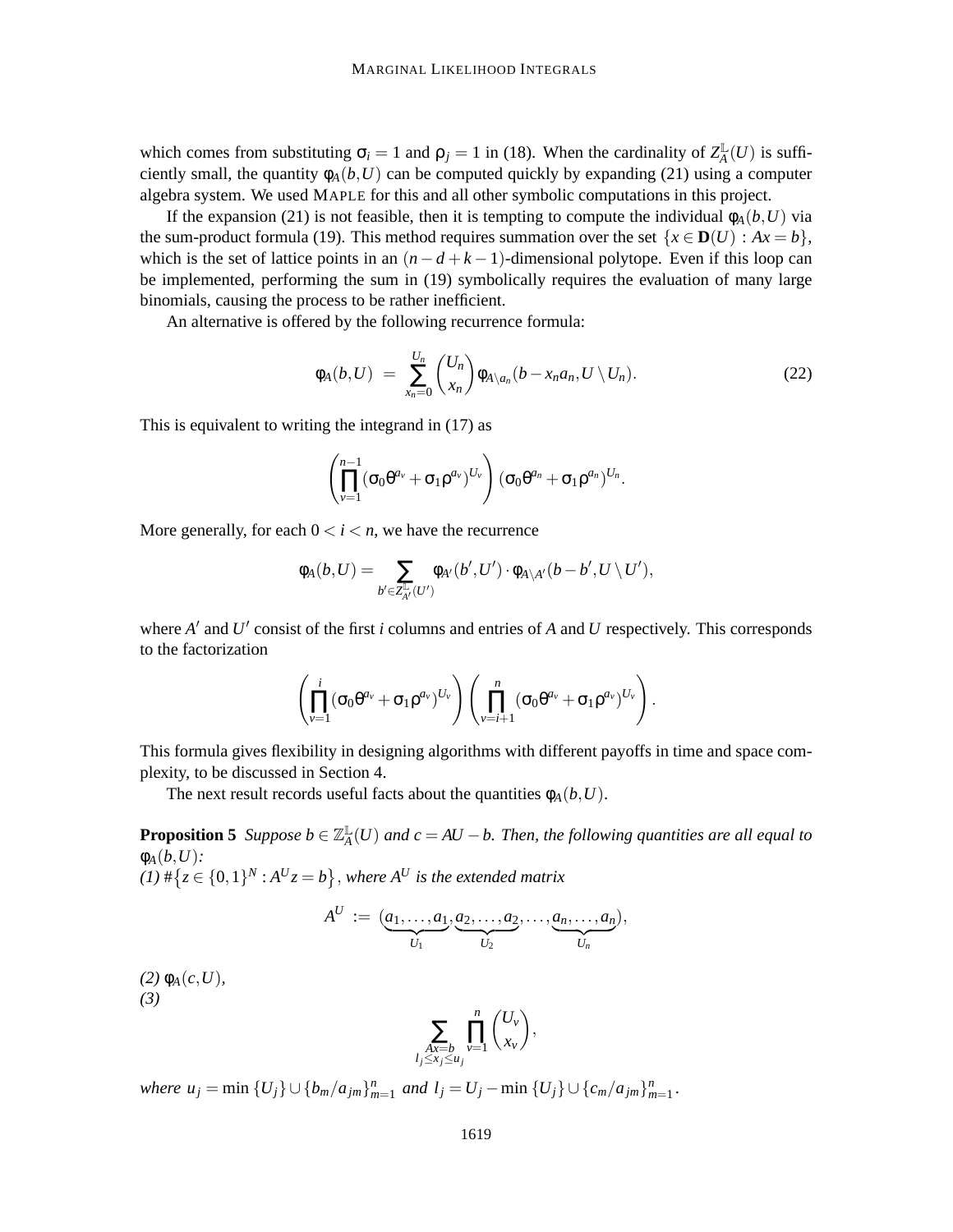which comes from substituting $\sigma_i = 1$ and $\rho_j = 1$ in (18). When the cardinality of $Z_A^{\mathbb{L}}(U)$ is sufficiently small, the quantity $\phi_A(b,U)$ can be computed quickly by expanding (21) using a computer algebra system. We used MAPLE for this and all other symbolic computations in this project.

If the expansion (21) is not feasible, then it is tempting to compute the individual $\phi_A(b,U)$ via the sum-product formula (19). This method requires summation over the set $\{x \in \mathbf{D}(U) : Ax = b\}$, which is the set of lattice points in an $(n-d+k-1)$-dimensional polytope. Even if this loop can be implemented, performing the sum in (19) symbolically requires the evaluation of many large binomials, causing the process to be rather inefficient.

An alternative is offered by the following recurrence formula:

$$\phi_A(b,U) \;=\; \sum_{x_n=0}^{U_n} \binom{U_n}{x_n} \phi_{A \setminus a_n}(b - x_n a_n, U \setminus U_n). \tag{22}$$

This is equivalent to writing the integrand in (17) as

$$\left( \prod_{v=1}^{n-1} (\sigma_0 \theta^{a_v} + \sigma_1 \rho^{a_v})^{U_v} \right) (\sigma_0 \theta^{a_n} + \sigma_1 \rho^{a_n})^{U_n}.$$

More generally, for each $0 < i < n$, we have the recurrence

$$\phi_A(b,U) = \sum_{b' \in Z_{A'}^{\mathbb{L}}(U')} \phi_{A'}(b',U') \cdot \phi_{A \setminus A'}(b - b', U \setminus U'),$$

where $A'$ and $U'$ consist of the first $i$ columns and entries of $A$ and $U$ respectively. This corresponds to the factorization

$$\left( \prod_{v=1}^{i} (\sigma_0 \theta^{a_v} + \sigma_1 \rho^{a_v})^{U_v} \right) \left( \prod_{v=i+1}^{n} (\sigma_0 \theta^{a_v} + \sigma_1 \rho^{a_v})^{U_v} \right).$$

This formula gives flexibility in designing algorithms with different payoffs in time and space complexity, to be discussed in Section 4.

The next result records useful facts about the quantities $\phi_A(b,U)$.

**Proposition 5** *Suppose $b \in \mathbb{Z}_A^{\mathbb{L}}(U)$ and $c = AU - b$. Then, the following quantities are all equal to $\phi_A(b,U)$:*
*(1) $\#\{z \in \{0,1\}^N : A^U z = b\}$, where $A^U$ is the extended matrix*

$$A^U \;:=\; (\underbrace{a_1,\ldots,a_1}_{U_1}, \underbrace{a_2,\ldots,a_2}_{U_2}, \ldots, \underbrace{a_n,\ldots,a_n}_{U_n}),$$

*(2) $\phi_A(c,U)$,*
*(3)*

$$\sum_{\substack{Ax=b \\ l_j \le x_j \le u_j}} \prod_{v=1}^{n} \binom{U_v}{x_v},$$

*where $u_j = \min \{U_j\} \cup \{b_m / a_{jm}\}_{m=1}^n$ and $l_j = U_j - \min \{U_j\} \cup \{c_m / a_{jm}\}_{m=1}^n$.*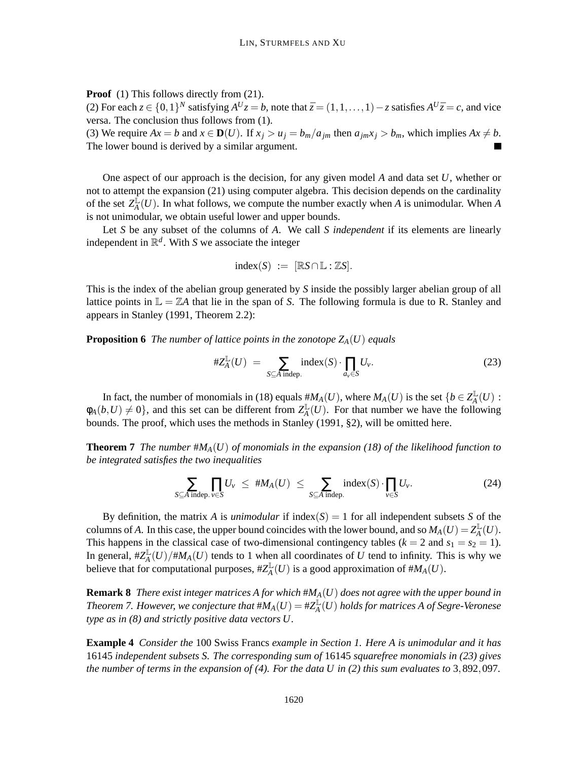**Proof** (1) This follows directly from (21).
(2) For each $z \in \{0,1\}^N$ satisfying $A^U z = b$, note that $\bar{z} = (1,1,\ldots,1) - z$ satisfies $A^U \bar{z} = c$, and vice versa. The conclusion thus follows from (1).
(3) We require $Ax = b$ and $x \in \mathbf{D}(U)$. If $x_j > u_j = b_m/a_{jm}$ then $a_{jm} x_j > b_m$, which implies $Ax \neq b$. The lower bound is derived by a similar argument. ∎

One aspect of our approach is the decision, for any given model $A$ and data set $U$, whether or not to attempt the expansion (21) using computer algebra. This decision depends on the cardinality of the set $Z_A^{\mathbb{L}}(U)$. In what follows, we compute the number exactly when $A$ is unimodular. When $A$ is not unimodular, we obtain useful lower and upper bounds.

Let $S$ be any subset of the columns of $A$. We call $S$ *independent* if its elements are linearly independent in $\mathbb{R}^d$. With $S$ we associate the integer

$$\mathrm{index}(S) \;:=\; [\mathbb{R}S \cap \mathbb{L} : \mathbb{Z}S].$$

This is the index of the abelian group generated by $S$ inside the possibly larger abelian group of all lattice points in $\mathbb{L} = \mathbb{Z}A$ that lie in the span of $S$. The following formula is due to R. Stanley and appears in Stanley (1991, Theorem 2.2):

**Proposition 6** *The number of lattice points in the zonotope $Z_A(U)$ equals*

$$\#Z_A^{\mathbb{L}}(U) \;=\; \sum_{S \subseteq A \text{ indep.}} \mathrm{index}(S) \cdot \prod_{a_v \in S} U_v. \tag{23}$$

In fact, the number of monomials in (18) equals $\#M_A(U)$, where $M_A(U)$ is the set $\{b \in Z_A^{\mathbb{L}}(U) : \phi_A(b,U) \neq 0\}$, and this set can be different from $Z_A^{\mathbb{L}}(U)$. For that number we have the following bounds. The proof, which uses the methods in Stanley (1991, §2), will be omitted here.

**Theorem 7** *The number $\#M_A(U)$ of monomials in the expansion (18) of the likelihood function to be integrated satisfies the two inequalities*

$$\sum_{S \subseteq A \text{ indep.}} \prod_{v \in S} U_v \;\leq\; \#M_A(U) \;\leq\; \sum_{S \subseteq A \text{ indep.}} \mathrm{index}(S) \cdot \prod_{v \in S} U_v. \tag{24}$$

By definition, the matrix $A$ is *unimodular* if $\mathrm{index}(S) = 1$ for all independent subsets $S$ of the columns of $A$. In this case, the upper bound coincides with the lower bound, and so $M_A(U) = Z_A^{\mathbb{L}}(U)$. This happens in the classical case of two-dimensional contingency tables ($k = 2$ and $s_1 = s_2 = 1$). In general, $\#Z_A^{\mathbb{L}}(U)/\#M_A(U)$ tends to 1 when all coordinates of $U$ tend to infinity. This is why we believe that for computational purposes, $\#Z_A^{\mathbb{L}}(U)$ is a good approximation of $\#M_A(U)$.

**Remark 8** *There exist integer matrices $A$ for which $\#M_A(U)$ does not agree with the upper bound in Theorem 7. However, we conjecture that $\#M_A(U) = \#Z_A^{\mathbb{L}}(U)$ holds for matrices $A$ of Segre-Veronese type as in (8) and strictly positive data vectors $U$.*

**Example 4** *Consider the* 100 Swiss Francs *example in Section 1. Here $A$ is unimodular and it has* 16145 *independent subsets $S$. The corresponding sum of* 16145 *squarefree monomials in (23) gives the number of terms in the expansion of (4). For the data $U$ in (2) this sum evaluates to* 3,892,097.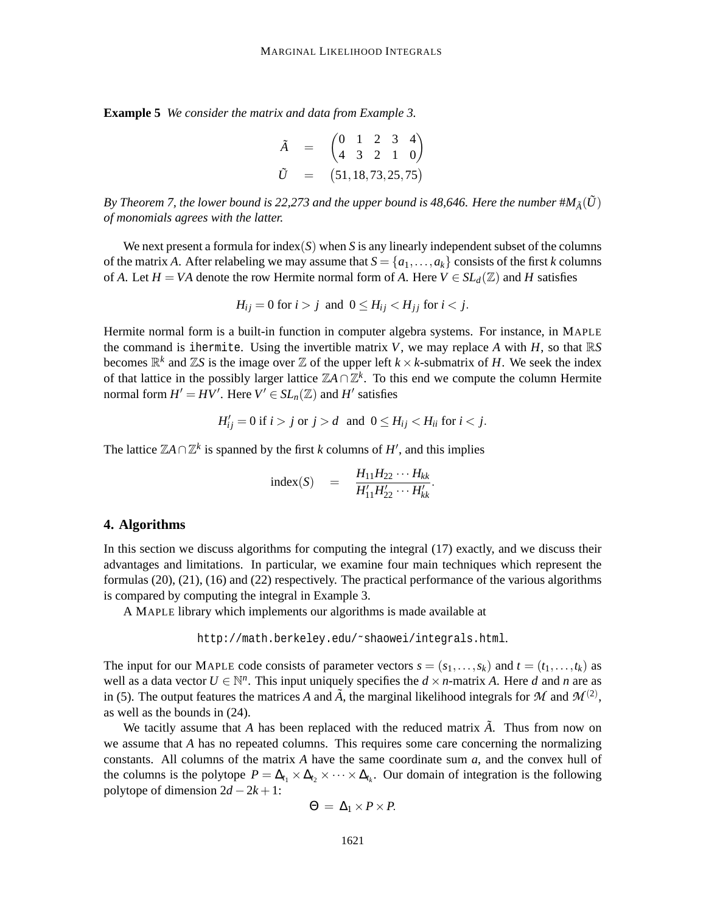**Example 5** *We consider the matrix and data from Example 3.*

$$
\begin{aligned}
\tilde{A} &= \begin{pmatrix} 0 & 1 & 2 & 3 & 4 \\ 4 & 3 & 2 & 1 & 0 \end{pmatrix} \\
\tilde{U} &= \begin{pmatrix} 51, 18, 73, 25, 75 \end{pmatrix}
\end{aligned}
$$

*By Theorem 7, the lower bound is 22,273 and the upper bound is 48,646. Here the number $\#M_{\tilde{A}}(\tilde{U})$ of monomials agrees with the latter.*

We next present a formula for $\text{index}(S)$ when $S$ is any linearly independent subset of the columns of the matrix $A$. After relabeling we may assume that $S = \{a_1, \ldots, a_k\}$ consists of the first $k$ columns of $A$. Let $H = VA$ denote the row Hermite normal form of $A$. Here $V \in SL_d(\mathbb{Z})$ and $H$ satisfies

$$
H_{ij} = 0 \text{ for } i > j \text{ and } 0 \leq H_{ij} < H_{jj} \text{ for } i < j.
$$

Hermite normal form is a built-in function in computer algebra systems. For instance, in MAPLE the command is `ihermite`. Using the invertible matrix $V$, we may replace $A$ with $H$, so that $\mathbb{R}S$ becomes $\mathbb{R}^k$ and $\mathbb{Z}S$ is the image over $\mathbb{Z}$ of the upper left $k \times k$-submatrix of $H$. We seek the index of that lattice in the possibly larger lattice $\mathbb{Z}A \cap \mathbb{Z}^k$. To this end we compute the column Hermite normal form $H' = HV'$. Here $V' \in SL_n(\mathbb{Z})$ and $H'$ satisfies

$$
H'_{ij} = 0 \text{ if } i > j \text{ or } j > d \text{ and } 0 \leq H_{ij} < H_{ii} \text{ for } i < j.
$$

The lattice $\mathbb{Z}A \cap \mathbb{Z}^k$ is spanned by the first $k$ columns of $H'$, and this implies

$$
\text{index}(S) = \frac{H_{11} H_{22} \cdots H_{kk}}{H'_{11} H'_{22} \cdots H'_{kk}}.
$$

## 4. Algorithms

In this section we discuss algorithms for computing the integral (17) exactly, and we discuss their advantages and limitations. In particular, we examine four main techniques which represent the formulas (20), (21), (16) and (22) respectively. The practical performance of the various algorithms is compared by computing the integral in Example 3.

A MAPLE library which implements our algorithms is made available at

```
http://math.berkeley.edu/~shaowei/integrals.html.
```

The input for our MAPLE code consists of parameter vectors $s = (s_1, \ldots, s_k)$ and $t = (t_1, \ldots, t_k)$ as well as a data vector $U \in \mathbb{N}^n$. This input uniquely specifies the $d \times n$-matrix $A$. Here $d$ and $n$ are as in (5). The output features the matrices $A$ and $\tilde{A}$, the marginal likelihood integrals for $\mathcal{M}$ and $\mathcal{M}^{(2)}$, as well as the bounds in (24).

We tacitly assume that $A$ has been replaced with the reduced matrix $\tilde{A}$. Thus from now on we assume that $A$ has no repeated columns. This requires some care concerning the normalizing constants. All columns of the matrix $A$ have the same coordinate sum $a$, and the convex hull of the columns is the polytope $P = \Delta_{t_1} \times \Delta_{t_2} \times \cdots \times \Delta_{t_k}$. Our domain of integration is the following polytope of dimension $2d - 2k + 1$:

$$
\Theta = \Delta_1 \times P \times P.
$$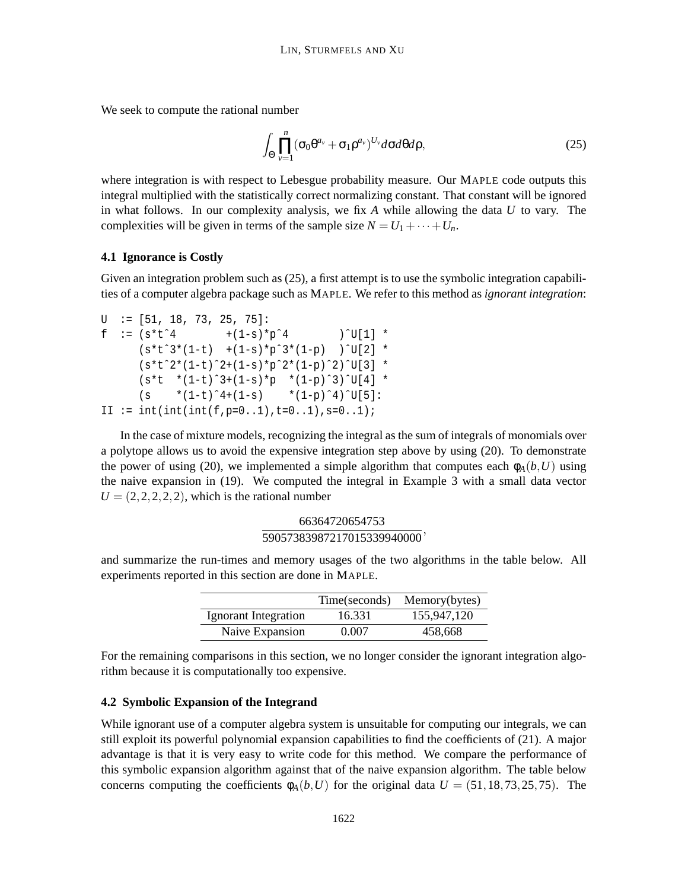We seek to compute the rational number

$$\int_{\Theta} \prod_{v=1}^{n} (\sigma_0 \theta^{a_v} + \sigma_1 \rho^{a_v})^{U_v} d\sigma d\theta d\rho, \tag{25}$$

where integration is with respect to Lebesgue probability measure. Our MAPLE code outputs this integral multiplied with the statistically correct normalizing constant. That constant will be ignored in what follows. In our complexity analysis, we fix $A$ while allowing the data $U$ to vary. The complexities will be given in terms of the sample size $N = U_1 + \cdots + U_n$.

### 4.1 Ignorance is Costly

Given an integration problem such as (25), a first attempt is to use the symbolic integration capabilities of a computer algebra package such as MAPLE. We refer to this method as *ignorant integration*:

```
U  := [51, 18, 73, 25, 75]:
f  := (s*t^4       +(1-s)*p^4        )^U[1] *
      (s*t^3*(1-t)  +(1-s)*p^3*(1-p)  )^U[2] *
      (s*t^2*(1-t)^2+(1-s)*p^2*(1-p)^2)^U[3] *
      (s*t  *(1-t)^3+(1-s)*p  *(1-p)^3)^U[4] *
      (s    *(1-t)^4+(1-s)    *(1-p)^4)^U[5]:
II := int(int(int(f,p=0..1),t=0..1),s=0..1);
```

In the case of mixture models, recognizing the integral as the sum of integrals of monomials over a polytope allows us to avoid the expensive integration step above by using (20). To demonstrate the power of using (20), we implemented a simple algorithm that computes each $\phi_A(b,U)$ using the naive expansion in (19). We computed the integral in Example 3 with a small data vector $U = (2,2,2,2,2)$, which is the rational number

$$\frac{66364720654753}{59057383987217015339940000},$$

and summarize the run-times and memory usages of the two algorithms in the table below. All experiments reported in this section are done in MAPLE.

| | Time(seconds) | Memory(bytes) |
|---|---|---|
| Ignorant Integration | 16.331 | 155,947,120 |
| Naive Expansion | 0.007 | 458,668 |

For the remaining comparisons in this section, we no longer consider the ignorant integration algorithm because it is computationally too expensive.

### 4.2 Symbolic Expansion of the Integrand

While ignorant use of a computer algebra system is unsuitable for computing our integrals, we can still exploit its powerful polynomial expansion capabilities to find the coefficients of (21). A major advantage is that it is very easy to write code for this method. We compare the performance of this symbolic expansion algorithm against that of the naive expansion algorithm. The table below concerns computing the coefficients $\phi_A(b,U)$ for the original data $U = (51,18,73,25,75)$. The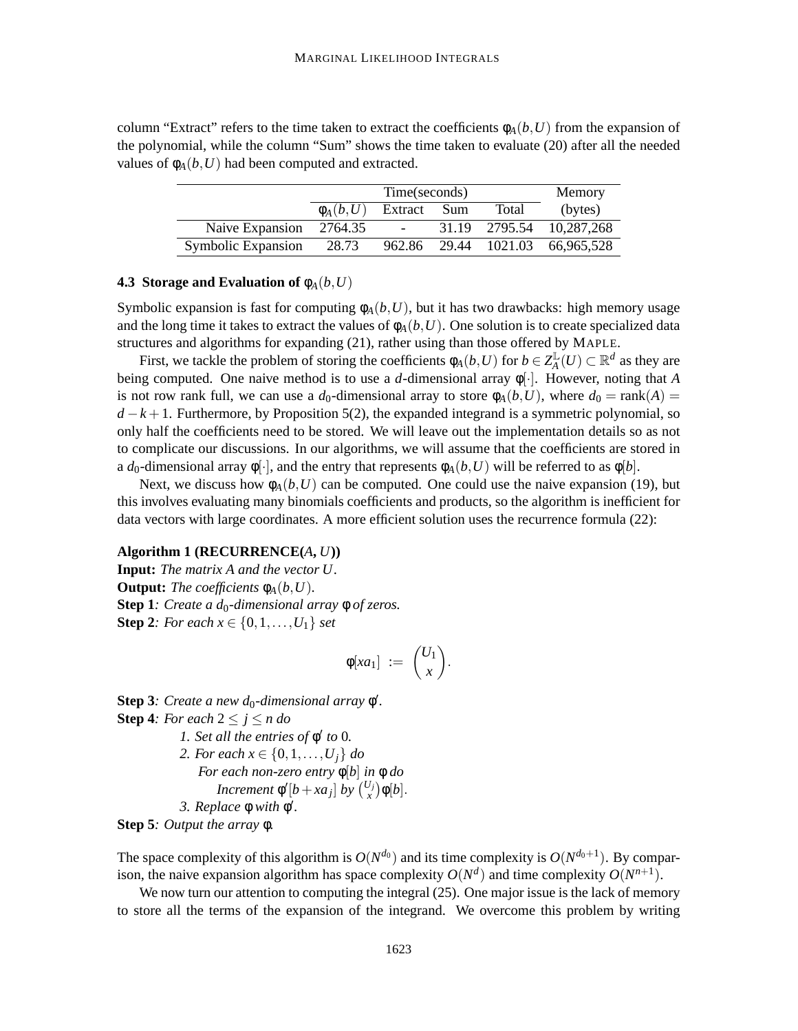column "Extract" refers to the time taken to extract the coefficients $\phi_A(b,U)$ from the expansion of the polynomial, while the column "Sum" shows the time taken to evaluate (20) after all the needed values of $\phi_A(b,U)$ had been computed and extracted.

| | Time(seconds) | | | | Memory |
|---|---|---|---|---|---|
| | $\phi_A(b,U)$ | Extract | Sum | Total | (bytes) |
| Naive Expansion | 2764.35 | - | 31.19 | 2795.54 | 10,287,268 |
| Symbolic Expansion | 28.73 | 962.86 | 29.44 | 1021.03 | 66,965,528 |

### 4.3 Storage and Evaluation of $\phi_A(b,U)$

Symbolic expansion is fast for computing $\phi_A(b,U)$, but it has two drawbacks: high memory usage and the long time it takes to extract the values of $\phi_A(b,U)$. One solution is to create specialized data structures and algorithms for expanding (21), rather using than those offered by MAPLE.

First, we tackle the problem of storing the coefficients $\phi_A(b,U)$ for $b \in Z_A^{\mathbb{L}}(U) \subset \mathbb{R}^d$ as they are being computed. One naive method is to use a $d$-dimensional array $\phi[\cdot]$. However, noting that $A$ is not row rank full, we can use a $d_0$-dimensional array to store $\phi_A(b,U)$, where $d_0 = \mathrm{rank}(A) = d-k+1$. Furthermore, by Proposition 5(2), the expanded integrand is a symmetric polynomial, so only half the coefficients need to be stored. We will leave out the implementation details so as not to complicate our discussions. In our algorithms, we will assume that the coefficients are stored in a $d_0$-dimensional array $\phi[\cdot]$, and the entry that represents $\phi_A(b,U)$ will be referred to as $\phi[b]$.

Next, we discuss how $\phi_A(b,U)$ can be computed. One could use the naive expansion (19), but this involves evaluating many binomials coefficients and products, so the algorithm is inefficient for data vectors with large coordinates. A more efficient solution uses the recurrence formula (22):

**Algorithm 1 (RECURRENCE($A$, $U$))**
**Input:** *The matrix $A$ and the vector $U$.*
**Output:** *The coefficients $\phi_A(b,U)$.*
**Step 1**: *Create a $d_0$-dimensional array $\phi$ of zeros.*
**Step 2**: *For each $x \in \{0,1,\ldots,U_1\}$ set*

$$\phi[xa_1] := \binom{U_1}{x}.$$

**Step 3**: *Create a new $d_0$-dimensional array $\phi'$.*
**Step 4**: *For each $2 \leq j \leq n$ do*
  *1. Set all the entries of $\phi'$ to 0.*
  *2. For each $x \in \{0,1,\ldots,U_j\}$ do*
    *For each non-zero entry $\phi[b]$ in $\phi$ do*
      *Increment $\phi'[b+xa_j]$ by $\binom{U_j}{x}\phi[b]$.*
  *3. Replace $\phi$ with $\phi'$.*
**Step 5**: *Output the array $\phi$.*

The space complexity of this algorithm is $O(N^{d_0})$ and its time complexity is $O(N^{d_0+1})$. By comparison, the naive expansion algorithm has space complexity $O(N^d)$ and time complexity $O(N^{n+1})$.

We now turn our attention to computing the integral (25). One major issue is the lack of memory to store all the terms of the expansion of the integrand. We overcome this problem by writing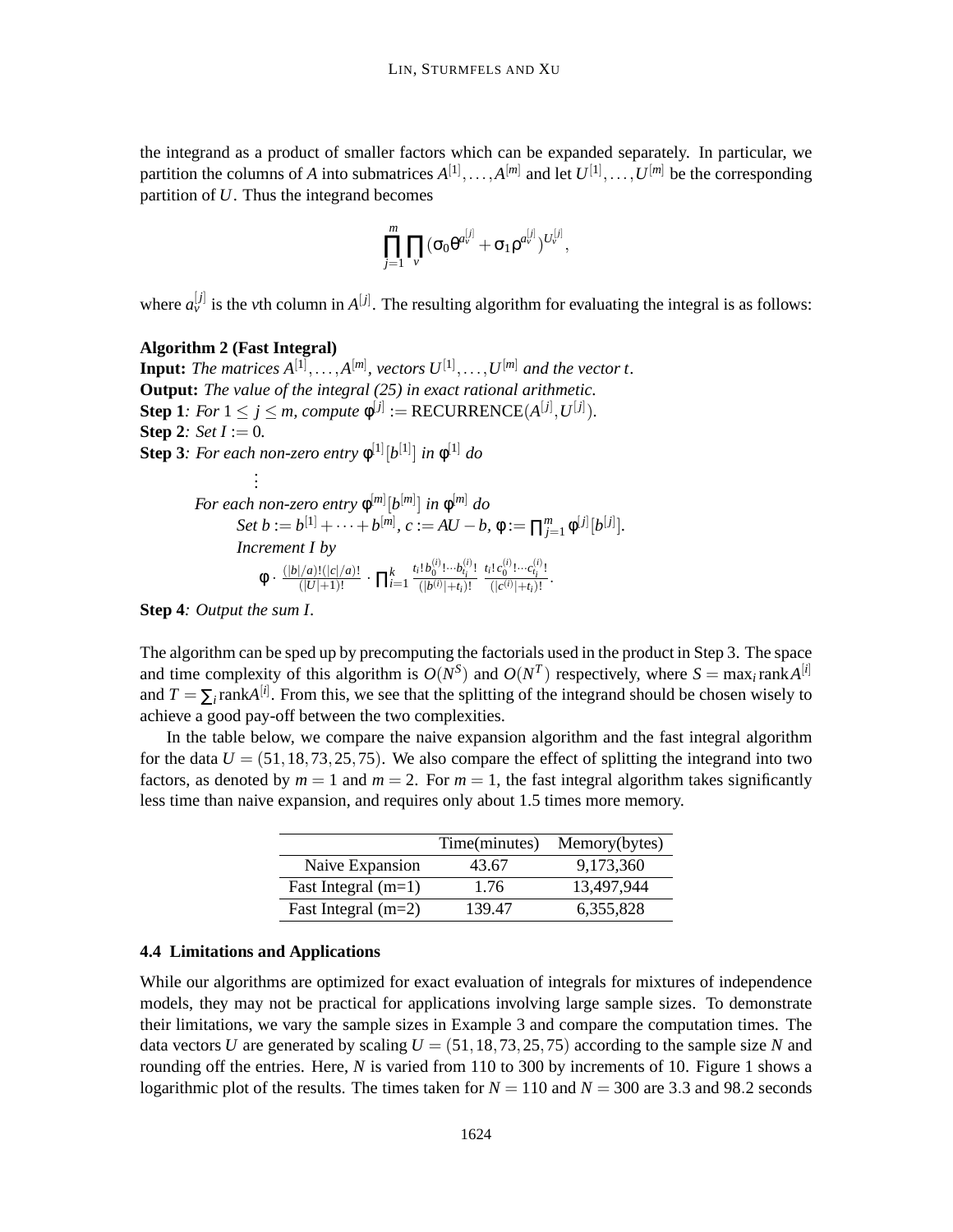the integrand as a product of smaller factors which can be expanded separately. In particular, we partition the columns of $A$ into submatrices $A^{[1]}, \ldots, A^{[m]}$ and let $U^{[1]}, \ldots, U^{[m]}$ be the corresponding partition of $U$. Thus the integrand becomes

$$\prod_{j=1}^{m} \prod_{v} (\sigma_0 \theta^{a_v^{[j]}} + \sigma_1 \rho^{a_v^{[j]}})^{U_v^{[j]}},$$

where $a_v^{[j]}$ is the $v$th column in $A^{[j]}$. The resulting algorithm for evaluating the integral is as follows:

**Algorithm 2 (Fast Integral)**
**Input:** *The matrices* $A^{[1]}, \ldots, A^{[m]}$*, vectors* $U^{[1]}, \ldots, U^{[m]}$ *and the vector* $t$.
**Output:** *The value of the integral (25) in exact rational arithmetic.*
**Step 1***: For* $1 \leq j \leq m$*, compute* $\phi^{[j]} := \text{RECURRENCE}(A^{[j]}, U^{[j]})$.
**Step 2***: Set* $I := 0$.
**Step 3***: For each non-zero entry* $\phi^{[1]}[b^{[1]}]$ *in* $\phi^{[1]}$ *do*

$\vdots$

*For each non-zero entry* $\phi^{[m]}[b^{[m]}]$ *in* $\phi^{[m]}$ *do*
*Set* $b := b^{[1]} + \cdots + b^{[m]}$*,* $c := AU - b$*,* $\phi := \prod_{j=1}^{m} \phi^{[j]}[b^{[j]}]$.
*Increment* $I$ *by*

$$\phi \cdot \frac{(|b|/a)!(|c|/a)!}{(|U|+1)!} \cdot \prod_{i=1}^{k} \frac{t_i! b_0^{(i)}! \cdots b_{t_i}^{(i)}!}{(|b^{(i)}|+t_i)!} \frac{t_i! c_0^{(i)}! \cdots c_{t_i}^{(i)}!}{(|c^{(i)}|+t_i)!}.$$

**Step 4***: Output the sum* $I$.

The algorithm can be sped up by precomputing the factorials used in the product in Step 3. The space and time complexity of this algorithm is $O(N^S)$ and $O(N^T)$ respectively, where $S = \max_i \text{rank} A^{[i]}$ and $T = \sum_i \text{rank} A^{[i]}$. From this, we see that the splitting of the integrand should be chosen wisely to achieve a good pay-off between the two complexities.

In the table below, we compare the naive expansion algorithm and the fast integral algorithm for the data $U = (51, 18, 73, 25, 75)$. We also compare the effect of splitting the integrand into two factors, as denoted by $m = 1$ and $m = 2$. For $m = 1$, the fast integral algorithm takes significantly less time than naive expansion, and requires only about 1.5 times more memory.

| | Time(minutes) | Memory(bytes) |
|---|---|---|
| Naive Expansion | 43.67 | 9,173,360 |
| Fast Integral (m=1) | 1.76 | 13,497,944 |
| Fast Integral (m=2) | 139.47 | 6,355,828 |

### 4.4 Limitations and Applications

While our algorithms are optimized for exact evaluation of integrals for mixtures of independence models, they may not be practical for applications involving large sample sizes. To demonstrate their limitations, we vary the sample sizes in Example 3 and compare the computation times. The data vectors $U$ are generated by scaling $U = (51, 18, 73, 25, 75)$ according to the sample size $N$ and rounding off the entries. Here, $N$ is varied from 110 to 300 by increments of 10. Figure 1 shows a logarithmic plot of the results. The times taken for $N = 110$ and $N = 300$ are 3.3 and 98.2 seconds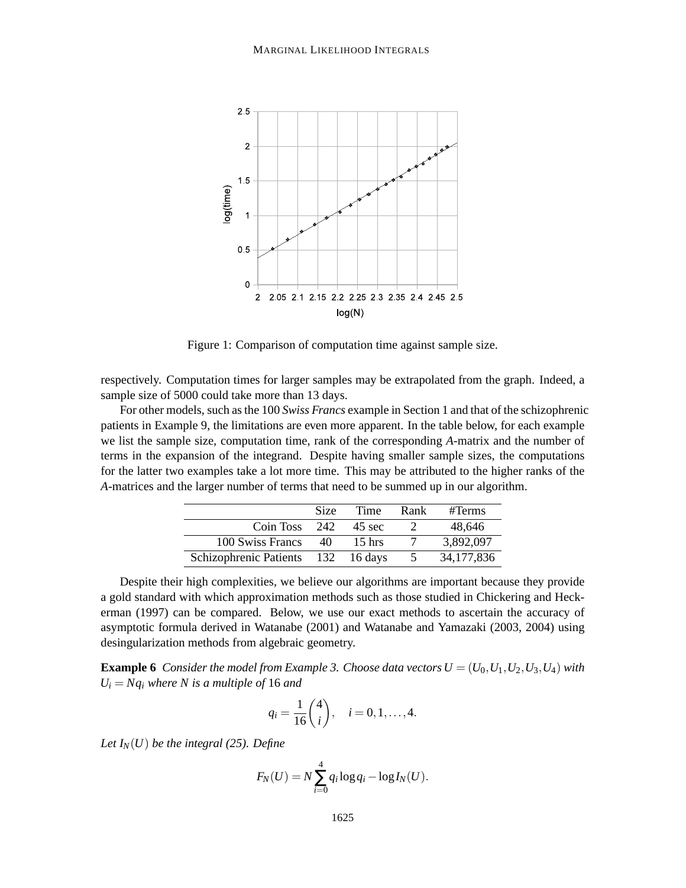Figure 1: Comparison of computation time against sample size.

respectively. Computation times for larger samples may be extrapolated from the graph. Indeed, a sample size of 5000 could take more than 13 days.

For other models, such as the 100 *Swiss Francs* example in Section 1 and that of the schizophrenic patients in Example 9, the limitations are even more apparent. In the table below, for each example we list the sample size, computation time, rank of the corresponding $A$-matrix and the number of terms in the expansion of the integrand. Despite having smaller sample sizes, the computations for the latter two examples take a lot more time. This may be attributed to the higher ranks of the $A$-matrices and the larger number of terms that need to be summed up in our algorithm.

| | Size | Time | Rank | #Terms |
|---|---|---|---|---|
| Coin Toss | 242 | 45 sec | 2 | 48,646 |
| 100 Swiss Francs | 40 | 15 hrs | 7 | 3,892,097 |
| Schizophrenic Patients | 132 | 16 days | 5 | 34,177,836 |

Despite their high complexities, we believe our algorithms are important because they provide a gold standard with which approximation methods such as those studied in Chickering and Heckerman (1997) can be compared. Below, we use our exact methods to ascertain the accuracy of asymptotic formula derived in Watanabe (2001) and Watanabe and Yamazaki (2003, 2004) using desingularization methods from algebraic geometry.

**Example 6** *Consider the model from Example 3. Choose data vectors* $U = (U_0, U_1, U_2, U_3, U_4)$ *with* $U_i = Nq_i$ *where* $N$ *is a multiple of* 16 *and*

$$q_i = \frac{1}{16}\binom{4}{i}, \quad i = 0, 1, \ldots, 4.$$

*Let* $I_N(U)$ *be the integral (25). Define*

$$F_N(U) = N\sum_{i=0}^{4} q_i \log q_i - \log I_N(U).$$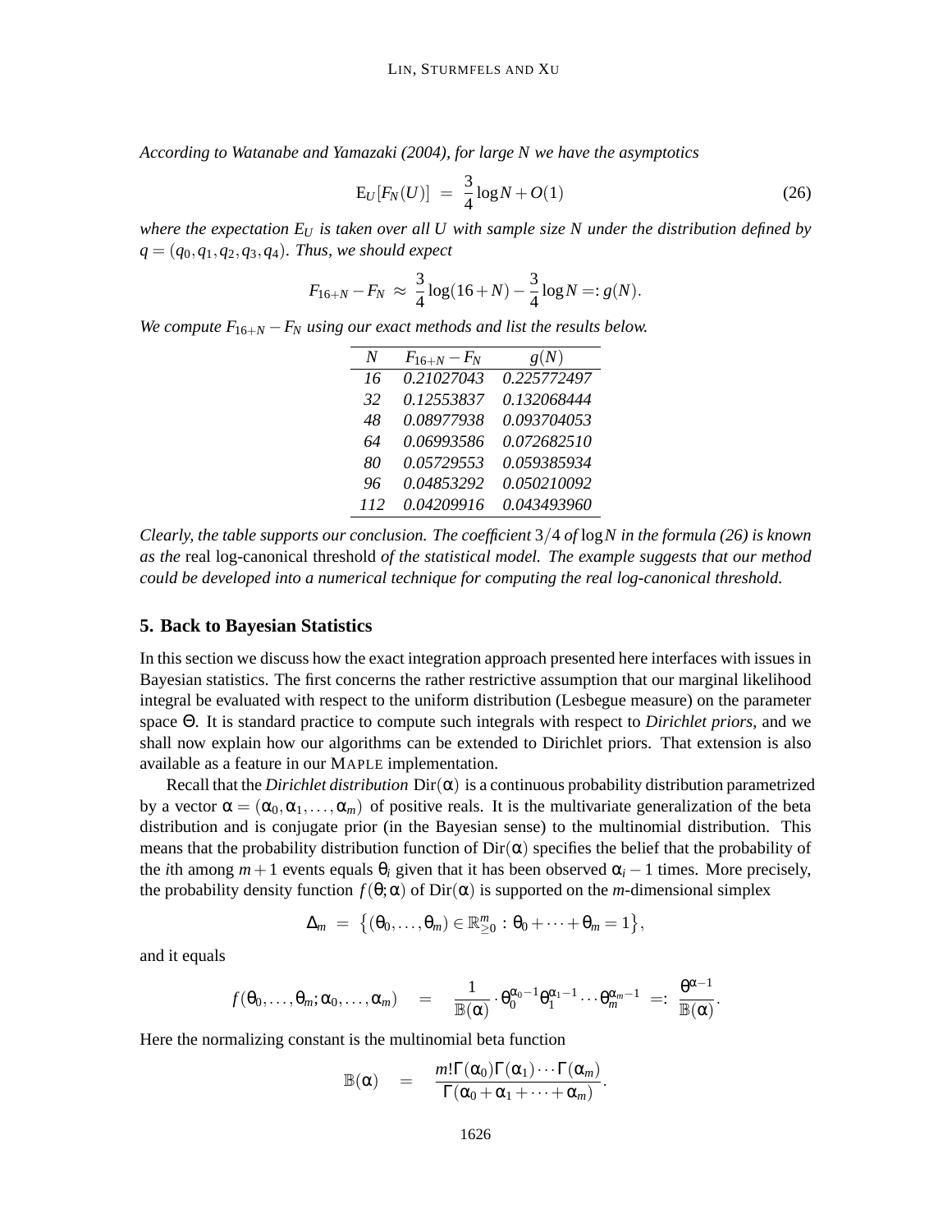*According to Watanabe and Yamazaki (2004), for large $N$ we have the asymptotics*

$$\mathrm{E}_U[F_N(U)] \;=\; \frac{3}{4}\log N + O(1) \tag{26}$$

*where the expectation $E_U$ is taken over all $U$ with sample size $N$ under the distribution defined by $q = (q_0, q_1, q_2, q_3, q_4)$. Thus, we should expect*

$$F_{16+N} - F_N \;\approx\; \frac{3}{4}\log(16+N) - \frac{3}{4}\log N =: g(N).$$

*We compute $F_{16+N} - F_N$ using our exact methods and list the results below.*

| $N$ | $F_{16+N} - F_N$ | $g(N)$ |
|---|---|---|
| 16 | 0.21027043 | 0.225772497 |
| 32 | 0.12553837 | 0.132068444 |
| 48 | 0.08977938 | 0.093704053 |
| 64 | 0.06993586 | 0.072682510 |
| 80 | 0.05729553 | 0.059385934 |
| 96 | 0.04853292 | 0.050210092 |
| 112 | 0.04209916 | 0.043493960 |

*Clearly, the table supports our conclusion. The coefficient $3/4$ of $\log N$ in the formula (26) is known as the* real log-canonical threshold *of the statistical model. The example suggests that our method could be developed into a numerical technique for computing the real log-canonical threshold.*

## 5. Back to Bayesian Statistics

In this section we discuss how the exact integration approach presented here interfaces with issues in Bayesian statistics. The first concerns the rather restrictive assumption that our marginal likelihood integral be evaluated with respect to the uniform distribution (Lesbegue measure) on the parameter space $\Theta$. It is standard practice to compute such integrals with respect to *Dirichlet priors*, and we shall now explain how our algorithms can be extended to Dirichlet priors. That extension is also available as a feature in our MAPLE implementation.

Recall that the *Dirichlet distribution* $\mathrm{Dir}(\alpha)$ is a continuous probability distribution parametrized by a vector $\alpha = (\alpha_0, \alpha_1, \ldots, \alpha_m)$ of positive reals. It is the multivariate generalization of the beta distribution and is conjugate prior (in the Bayesian sense) to the multinomial distribution. This means that the probability distribution function of $\mathrm{Dir}(\alpha)$ specifies the belief that the probability of the $i$th among $m+1$ events equals $\theta_i$ given that it has been observed $\alpha_i - 1$ times. More precisely, the probability density function $f(\theta; \alpha)$ of $\mathrm{Dir}(\alpha)$ is supported on the $m$-dimensional simplex

$$\Delta_m \;=\; \big\{(\theta_0, \ldots, \theta_m) \in \mathbb{R}^m_{\geq 0} : \theta_0 + \cdots + \theta_m = 1\big\},$$

and it equals

$$f(\theta_0, \ldots, \theta_m; \alpha_0, \ldots, \alpha_m) \quad = \quad \frac{1}{\mathbb{B}(\alpha)} \cdot \theta_0^{\alpha_0 - 1}\theta_1^{\alpha_1 - 1} \cdots \theta_m^{\alpha_m - 1} \;=:\; \frac{\theta^{\alpha - 1}}{\mathbb{B}(\alpha)}.$$

Here the normalizing constant is the multinomial beta function

$$\mathbb{B}(\alpha) \quad = \quad \frac{m!\,\Gamma(\alpha_0)\Gamma(\alpha_1)\cdots\Gamma(\alpha_m)}{\Gamma(\alpha_0 + \alpha_1 + \cdots + \alpha_m)}.$$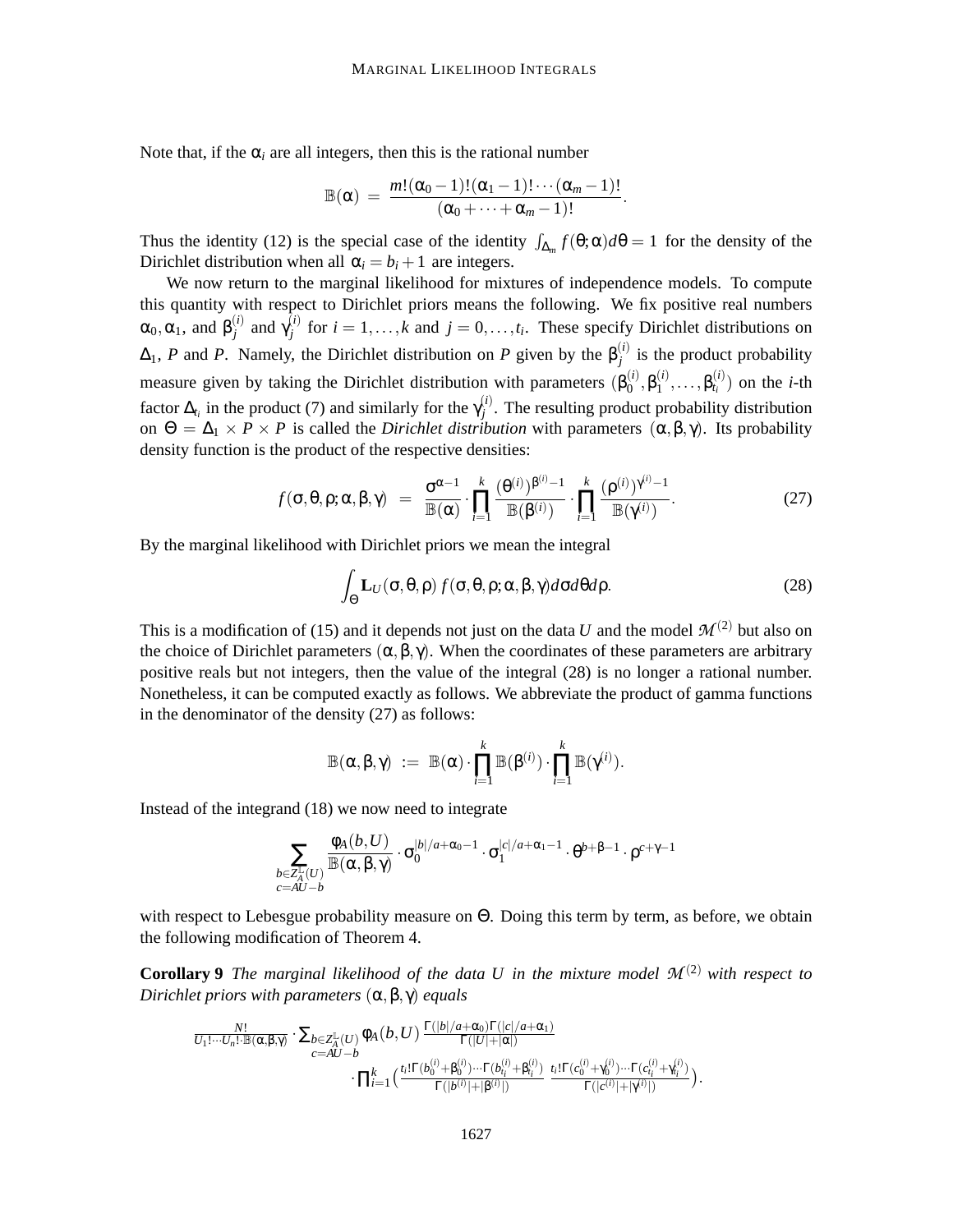Note that, if the $\alpha_i$ are all integers, then this is the rational number

$$\mathbb{B}(\alpha) \;=\; \frac{m!(\alpha_0-1)!(\alpha_1-1)!\cdots(\alpha_m-1)!}{(\alpha_0+\cdots+\alpha_m-1)!}.$$

Thus the identity (12) is the special case of the identity $\int_{\Delta_m} f(\theta;\alpha)d\theta = 1$ for the density of the Dirichlet distribution when all $\alpha_i = b_i + 1$ are integers.

We now return to the marginal likelihood for mixtures of independence models. To compute this quantity with respect to Dirichlet priors means the following. We fix positive real numbers $\alpha_0, \alpha_1$, and $\beta_j^{(i)}$ and $\gamma_j^{(i)}$ for $i = 1,\ldots,k$ and $j = 0,\ldots,t_i$. These specify Dirichlet distributions on $\Delta_1$, $P$ and $P$. Namely, the Dirichlet distribution on $P$ given by the $\beta_j^{(i)}$ is the product probability measure given by taking the Dirichlet distribution with parameters $(\beta_0^{(i)},\beta_1^{(i)},\ldots,\beta_{t_i}^{(i)})$ on the $i$-th factor $\Delta_{t_i}$ in the product (7) and similarly for the $\gamma_j^{(i)}$. The resulting product probability distribution on $\Theta = \Delta_1 \times P \times P$ is called the *Dirichlet distribution* with parameters $(\alpha,\beta,\gamma)$. Its probability density function is the product of the respective densities:

$$f(\sigma,\theta,\rho;\alpha,\beta,\gamma) \;=\; \frac{\sigma^{\alpha-1}}{\mathbb{B}(\alpha)} \cdot \prod_{i=1}^{k} \frac{(\theta^{(i)})^{\beta^{(i)}-1}}{\mathbb{B}(\beta^{(i)})} \cdot \prod_{i=1}^{k} \frac{(\rho^{(i)})^{\gamma^{(i)}-1}}{\mathbb{B}(\gamma^{(i)})}. \tag{27}$$

By the marginal likelihood with Dirichlet priors we mean the integral

$$\int_{\Theta} \mathbf{L}_U(\sigma,\theta,\rho)\, f(\sigma,\theta,\rho;\alpha,\beta,\gamma)\, d\sigma d\theta d\rho. \tag{28}$$

This is a modification of (15) and it depends not just on the data $U$ and the model $\mathcal{M}^{(2)}$ but also on the choice of Dirichlet parameters $(\alpha,\beta,\gamma)$. When the coordinates of these parameters are arbitrary positive reals but not integers, then the value of the integral (28) is no longer a rational number. Nonetheless, it can be computed exactly as follows. We abbreviate the product of gamma functions in the denominator of the density (27) as follows:

$$\mathbb{B}(\alpha,\beta,\gamma) \;:=\; \mathbb{B}(\alpha)\cdot\prod_{i=1}^{k}\mathbb{B}(\beta^{(i)})\cdot\prod_{i=1}^{k}\mathbb{B}(\gamma^{(i)}).$$

Instead of the integrand (18) we now need to integrate

$$\sum_{\substack{b\in Z_A^{\mathbb{L}}(U)\\ c=AU-b}} \frac{\phi_A(b,U)}{\mathbb{B}(\alpha,\beta,\gamma)} \cdot \sigma_0^{|b|/a+\alpha_0-1} \cdot \sigma_1^{|c|/a+\alpha_1-1} \cdot \theta^{b+\beta-1} \cdot \rho^{c+\gamma-1}$$

with respect to Lebesgue probability measure on $\Theta$. Doing this term by term, as before, we obtain the following modification of Theorem 4.

**Corollary 9** *The marginal likelihood of the data $U$ in the mixture model $\mathcal{M}^{(2)}$ with respect to Dirichlet priors with parameters $(\alpha,\beta,\gamma)$ equals*

$$\frac{N!}{U_1!\cdots U_n!\cdot\mathbb{B}(\alpha,\beta,\gamma)} \cdot \sum_{\substack{b\in Z_A^{\mathbb{L}}(U)\\ c=AU-b}} \phi_A(b,U)\, \frac{\Gamma(|b|/a+\alpha_0)\Gamma(|c|/a+\alpha_1)}{\Gamma(|U|+|\alpha|)} \cdot \prod_{i=1}^{k}\Big( \frac{t_i!\Gamma(b_0^{(i)}+\beta_0^{(i)})\cdots\Gamma(b_{t_i}^{(i)}+\beta_{t_i}^{(i)})}{\Gamma(|b^{(i)}|+|\beta^{(i)}|)}\; \frac{t_i!\Gamma(c_0^{(i)}+\gamma_0^{(i)})\cdots\Gamma(c_{t_i}^{(i)}+\gamma_{t_i}^{(i)})}{\Gamma(|c^{(i)}|+|\gamma^{(i)}|)}\Big).$$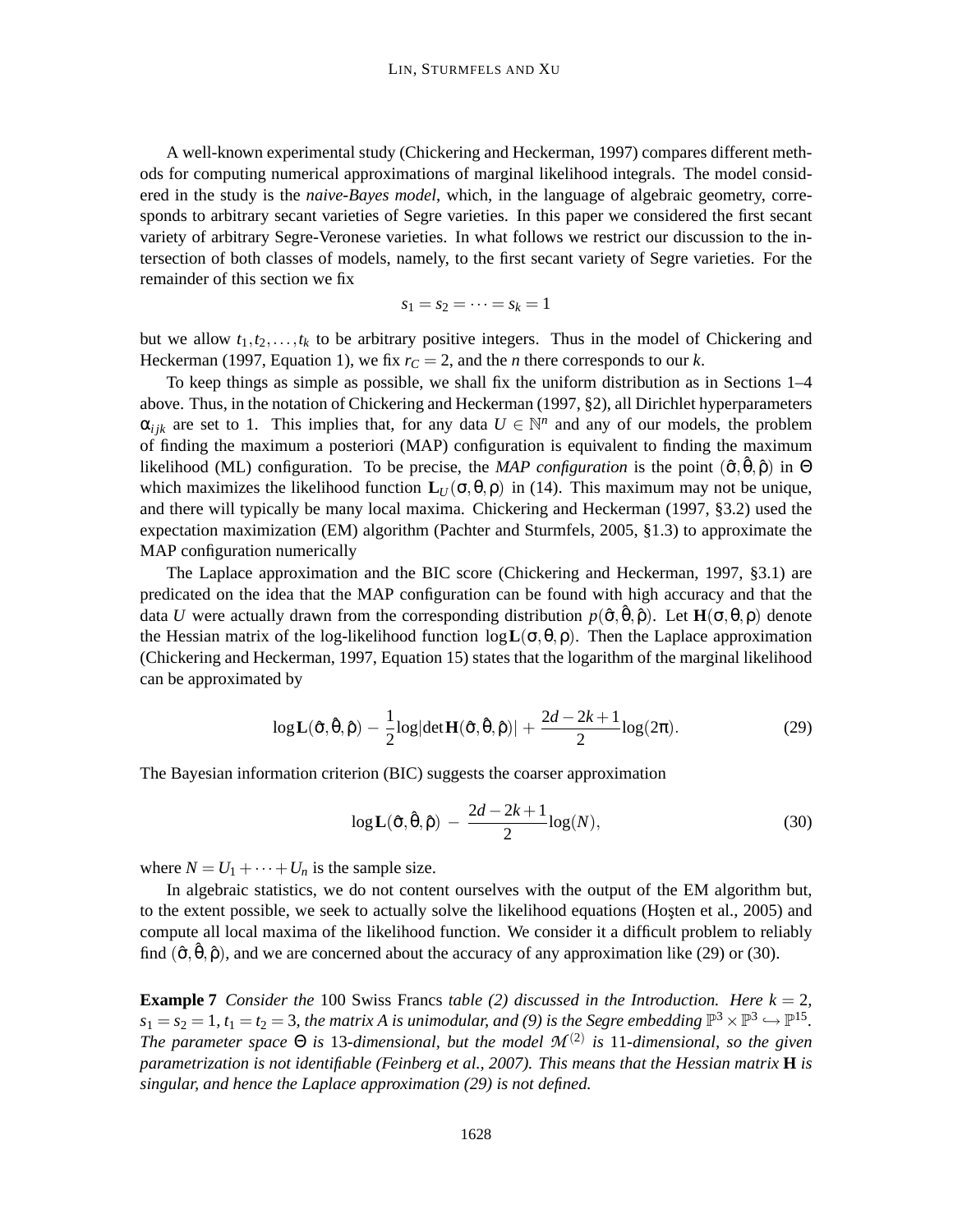A well-known experimental study (Chickering and Heckerman, 1997) compares different methods for computing numerical approximations of marginal likelihood integrals. The model considered in the study is the *naive-Bayes model*, which, in the language of algebraic geometry, corresponds to arbitrary secant varieties of Segre varieties. In this paper we considered the first secant variety of arbitrary Segre-Veronese varieties. In what follows we restrict our discussion to the intersection of both classes of models, namely, to the first secant variety of Segre varieties. For the remainder of this section we fix

$$s_1 = s_2 = \cdots = s_k = 1$$

but we allow $t_1, t_2, \ldots, t_k$ to be arbitrary positive integers. Thus in the model of Chickering and Heckerman (1997, Equation 1), we fix $r_C = 2$, and the $n$ there corresponds to our $k$.

To keep things as simple as possible, we shall fix the uniform distribution as in Sections 1–4 above. Thus, in the notation of Chickering and Heckerman (1997, §2), all Dirichlet hyperparameters $\alpha_{ijk}$ are set to 1. This implies that, for any data $U \in \mathbb{N}^n$ and any of our models, the problem of finding the maximum a posteriori (MAP) configuration is equivalent to finding the maximum likelihood (ML) configuration. To be precise, the *MAP configuration* is the point $(\hat{\sigma}, \hat{\theta}, \hat{\rho})$ in $\Theta$ which maximizes the likelihood function $\mathbf{L}_U(\sigma, \theta, \rho)$ in (14). This maximum may not be unique, and there will typically be many local maxima. Chickering and Heckerman (1997, §3.2) used the expectation maximization (EM) algorithm (Pachter and Sturmfels, 2005, §1.3) to approximate the MAP configuration numerically

The Laplace approximation and the BIC score (Chickering and Heckerman, 1997, §3.1) are predicated on the idea that the MAP configuration can be found with high accuracy and that the data $U$ were actually drawn from the corresponding distribution $p(\hat{\sigma}, \hat{\theta}, \hat{\rho})$. Let $\mathbf{H}(\sigma, \theta, \rho)$ denote the Hessian matrix of the log-likelihood function $\log \mathbf{L}(\sigma, \theta, \rho)$. Then the Laplace approximation (Chickering and Heckerman, 1997, Equation 15) states that the logarithm of the marginal likelihood can be approximated by

$$\log \mathbf{L}(\hat{\sigma}, \hat{\theta}, \hat{\rho}) - \frac{1}{2}\log|\det \mathbf{H}(\hat{\sigma}, \hat{\theta}, \hat{\rho})| + \frac{2d - 2k + 1}{2}\log(2\pi). \tag{29}$$

The Bayesian information criterion (BIC) suggests the coarser approximation

$$\log \mathbf{L}(\hat{\sigma}, \hat{\theta}, \hat{\rho}) \; - \; \frac{2d - 2k + 1}{2}\log(N), \tag{30}$$

where $N = U_1 + \cdots + U_n$ is the sample size.

In algebraic statistics, we do not content ourselves with the output of the EM algorithm but, to the extent possible, we seek to actually solve the likelihood equations (Hoşten et al., 2005) and compute all local maxima of the likelihood function. We consider it a difficult problem to reliably find $(\hat{\sigma}, \hat{\theta}, \hat{\rho})$, and we are concerned about the accuracy of any approximation like (29) or (30).

**Example 7** *Consider the* 100 Swiss Francs *table (2) discussed in the Introduction. Here $k = 2$, $s_1 = s_2 = 1$, $t_1 = t_2 = 3$, the matrix A is unimodular, and (9) is the Segre embedding $\mathbb{P}^3 \times \mathbb{P}^3 \hookrightarrow \mathbb{P}^{15}$. The parameter space $\Theta$ is* 13*-dimensional, but the model $\mathcal{M}^{(2)}$ is* 11*-dimensional, so the given parametrization is not identifiable (Feinberg et al., 2007). This means that the Hessian matrix* $\mathbf{H}$ *is singular, and hence the Laplace approximation (29) is not defined.*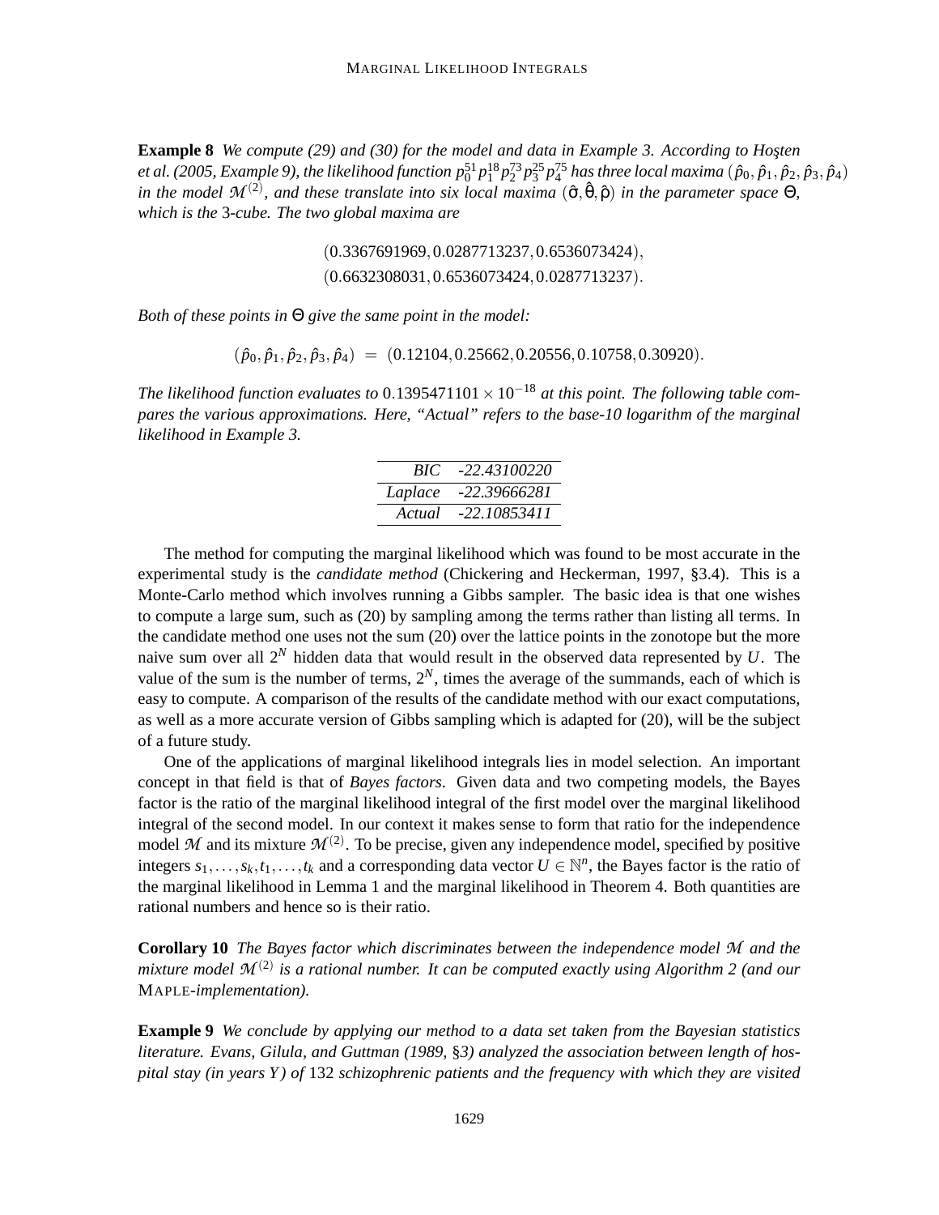**Example 8** *We compute (29) and (30) for the model and data in Example 3. According to Hoşten et al. (2005, Example 9), the likelihood function* $p_0^{51} p_1^{18} p_2^{73} p_3^{25} p_4^{75}$ *has three local maxima* $(\hat{p}_0, \hat{p}_1, \hat{p}_2, \hat{p}_3, \hat{p}_4)$ *in the model* $\mathcal{M}^{(2)}$*, and these translate into six local maxima* $(\hat{\sigma}, \hat{\theta}, \hat{\rho})$ *in the parameter space* $\Theta$*, which is the* 3*-cube. The two global maxima are*

$$(0.3367691969, 0.0287713237, 0.6536073424),$$
$$(0.6632308031, 0.6536073424, 0.0287713237).$$

*Both of these points in* $\Theta$ *give the same point in the model:*

$$(\hat{p}_0, \hat{p}_1, \hat{p}_2, \hat{p}_3, \hat{p}_4) \;=\; (0.12104, 0.25662, 0.20556, 0.10758, 0.30920).$$

*The likelihood function evaluates to* $0.1395471101 \times 10^{-18}$ *at this point. The following table compares the various approximations. Here, "Actual" refers to the base-10 logarithm of the marginal likelihood in Example 3.*

| | |
|---|---|
| *BIC* | *-22.43100220* |
| *Laplace* | *-22.39666281* |
| *Actual* | *-22.10853411* |

The method for computing the marginal likelihood which was found to be most accurate in the experimental study is the *candidate method* (Chickering and Heckerman, 1997, §3.4). This is a Monte-Carlo method which involves running a Gibbs sampler. The basic idea is that one wishes to compute a large sum, such as (20) by sampling among the terms rather than listing all terms. In the candidate method one uses not the sum (20) over the lattice points in the zonotope but the more naive sum over all $2^N$ hidden data that would result in the observed data represented by $U$. The value of the sum is the number of terms, $2^N$, times the average of the summands, each of which is easy to compute. A comparison of the results of the candidate method with our exact computations, as well as a more accurate version of Gibbs sampling which is adapted for (20), will be the subject of a future study.

One of the applications of marginal likelihood integrals lies in model selection. An important concept in that field is that of *Bayes factors*. Given data and two competing models, the Bayes factor is the ratio of the marginal likelihood integral of the first model over the marginal likelihood integral of the second model. In our context it makes sense to form that ratio for the independence model $\mathcal{M}$ and its mixture $\mathcal{M}^{(2)}$. To be precise, given any independence model, specified by positive integers $s_1, \ldots, s_k, t_1, \ldots, t_k$ and a corresponding data vector $U \in \mathbb{N}^n$, the Bayes factor is the ratio of the marginal likelihood in Lemma 1 and the marginal likelihood in Theorem 4. Both quantities are rational numbers and hence so is their ratio.

**Corollary 10** *The Bayes factor which discriminates between the independence model* $\mathcal{M}$ *and the mixture model* $\mathcal{M}^{(2)}$ *is a rational number. It can be computed exactly using Algorithm 2 (and our* MAPLE*-implementation).*

**Example 9** *We conclude by applying our method to a data set taken from the Bayesian statistics literature. Evans, Gilula, and Guttman (1989, §3) analyzed the association between length of hospital stay (in years* $Y$*) of* 132 *schizophrenic patients and the frequency with which they are visited*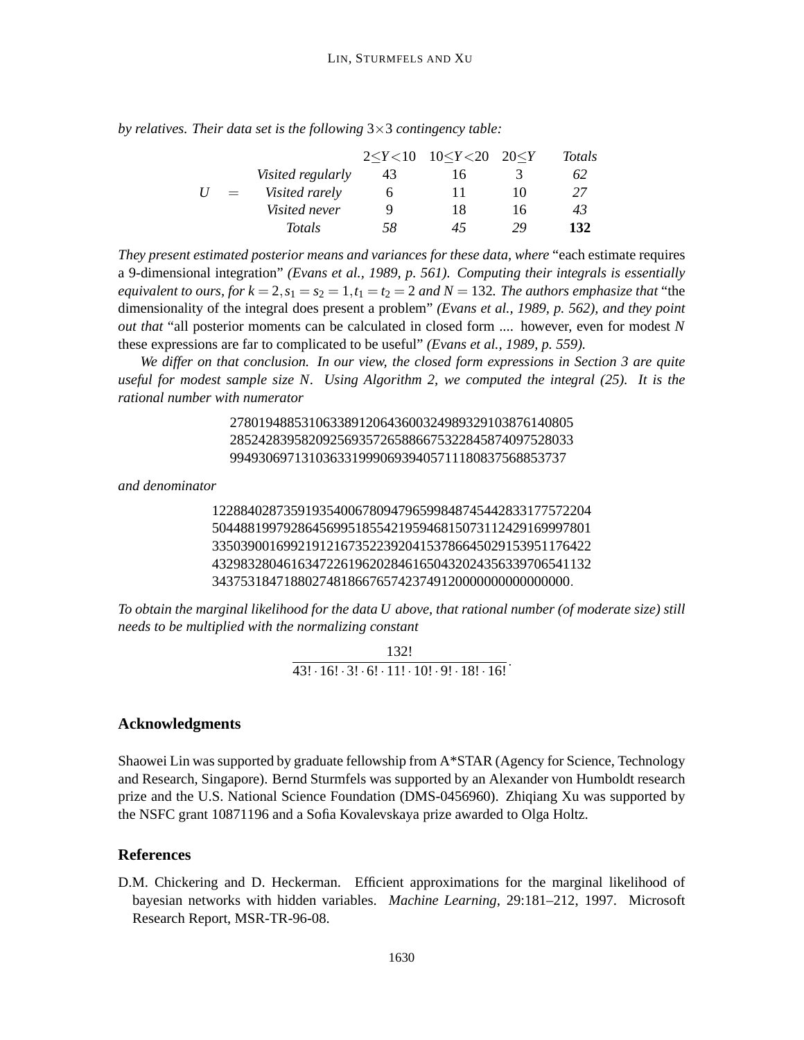*by relatives. Their data set is the following* $3\times3$ *contingency table:*

| $U =$ | | $2\leq Y<10$ | $10\leq Y<20$ | $20\leq Y$ | *Totals* |
|---|---|---|---|---|---|
| | *Visited regularly* | 43 | 16 | 3 | *62* |
| | *Visited rarely* | 6 | 11 | 10 | *27* |
| | *Visited never* | 9 | 18 | 16 | *43* |
| | *Totals* | *58* | *45* | *29* | **132** |

*They present estimated posterior means and variances for these data, where* "each estimate requires a 9-dimensional integration" *(Evans et al., 1989, p. 561). Computing their integrals is essentially equivalent to ours, for* $k=2, s_1=s_2=1, t_1=t_2=2$ *and* $N=132$*. The authors emphasize that* "the dimensionality of the integral does present a problem" *(Evans et al., 1989, p. 562), and they point out that* "all posterior moments can be calculated in closed form .... however, even for modest $N$ these expressions are far to complicated to be useful" *(Evans et al., 1989, p. 559).*

*We differ on that conclusion. In our view, the closed form expressions in Section 3 are quite useful for modest sample size* $N$*. Using Algorithm 2, we computed the integral (25). It is the rational number with numerator*

$$
\begin{array}{l}
278019488531063389120643600324989329103876140805 \\
285242839582092569357265886675322845874097528033 \\
99493069713103633199906939405711180837568853737
\end{array}
$$

*and denominator*

$$
\begin{array}{l}
12288402873591935400678094796599848745442833177572204 \\
50448819979286456995185542195946815073112429169997801 \\
33503900169921912167352239204153786645029153951176422 \\
43298328046163472261962028461650432024356339706541132 \\
34375318471880274818667657423749120000000000000000.
\end{array}
$$

*To obtain the marginal likelihood for the data* $U$ *above, that rational number (of moderate size) still needs to be multiplied with the normalizing constant*

$$
\frac{132!}{43!\cdot16!\cdot3!\cdot6!\cdot11!\cdot10!\cdot9!\cdot18!\cdot16!}.
$$

## Acknowledgments

Shaowei Lin was supported by graduate fellowship from A*STAR (Agency for Science, Technology and Research, Singapore). Bernd Sturmfels was supported by an Alexander von Humboldt research prize and the U.S. National Science Foundation (DMS-0456960). Zhiqiang Xu was supported by the NSFC grant 10871196 and a Sofia Kovalevskaya prize awarded to Olga Holtz.

## References

D.M. Chickering and D. Heckerman. Efficient approximations for the marginal likelihood of bayesian networks with hidden variables. *Machine Learning*, 29:181–212, 1997. Microsoft Research Report, MSR-TR-96-08.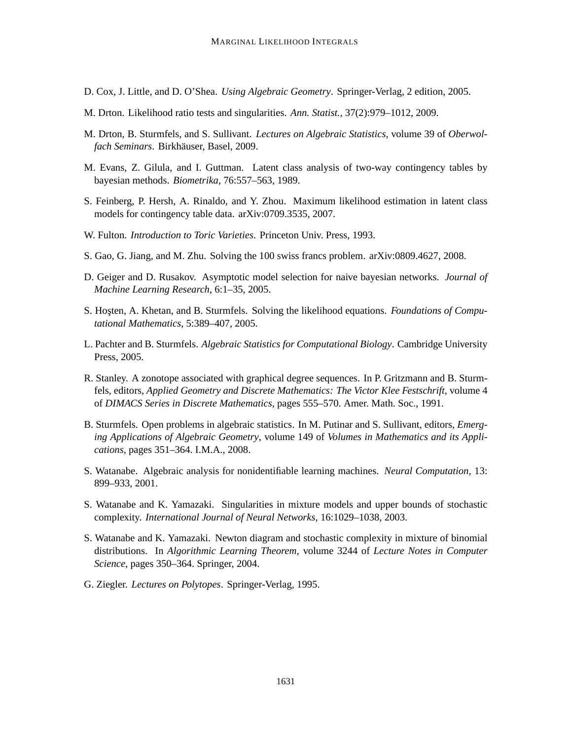D. Cox, J. Little, and D. O'Shea. *Using Algebraic Geometry*. Springer-Verlag, 2 edition, 2005.

M. Drton. Likelihood ratio tests and singularities. *Ann. Statist.*, 37(2):979–1012, 2009.

M. Drton, B. Sturmfels, and S. Sullivant. *Lectures on Algebraic Statistics*, volume 39 of *Oberwolfach Seminars*. Birkhäuser, Basel, 2009.

M. Evans, Z. Gilula, and I. Guttman. Latent class analysis of two-way contingency tables by bayesian methods. *Biometrika*, 76:557–563, 1989.

S. Feinberg, P. Hersh, A. Rinaldo, and Y. Zhou. Maximum likelihood estimation in latent class models for contingency table data. arXiv:0709.3535, 2007.

W. Fulton. *Introduction to Toric Varieties*. Princeton Univ. Press, 1993.

S. Gao, G. Jiang, and M. Zhu. Solving the 100 swiss francs problem. arXiv:0809.4627, 2008.

D. Geiger and D. Rusakov. Asymptotic model selection for naive bayesian networks. *Journal of Machine Learning Research*, 6:1–35, 2005.

S. Hoşten, A. Khetan, and B. Sturmfels. Solving the likelihood equations. *Foundations of Computational Mathematics*, 5:389–407, 2005.

L. Pachter and B. Sturmfels. *Algebraic Statistics for Computational Biology*. Cambridge University Press, 2005.

R. Stanley. A zonotope associated with graphical degree sequences. In P. Gritzmann and B. Sturmfels, editors, *Applied Geometry and Discrete Mathematics: The Victor Klee Festschrift*, volume 4 of *DIMACS Series in Discrete Mathematics*, pages 555–570. Amer. Math. Soc., 1991.

B. Sturmfels. Open problems in algebraic statistics. In M. Putinar and S. Sullivant, editors, *Emerging Applications of Algebraic Geometry*, volume 149 of *Volumes in Mathematics and its Applications*, pages 351–364. I.M.A., 2008.

S. Watanabe. Algebraic analysis for nonidentifiable learning machines. *Neural Computation*, 13: 899–933, 2001.

S. Watanabe and K. Yamazaki. Singularities in mixture models and upper bounds of stochastic complexity. *International Journal of Neural Networks*, 16:1029–1038, 2003.

S. Watanabe and K. Yamazaki. Newton diagram and stochastic complexity in mixture of binomial distributions. In *Algorithmic Learning Theorem*, volume 3244 of *Lecture Notes in Computer Science*, pages 350–364. Springer, 2004.

G. Ziegler. *Lectures on Polytopes*. Springer-Verlag, 1995.